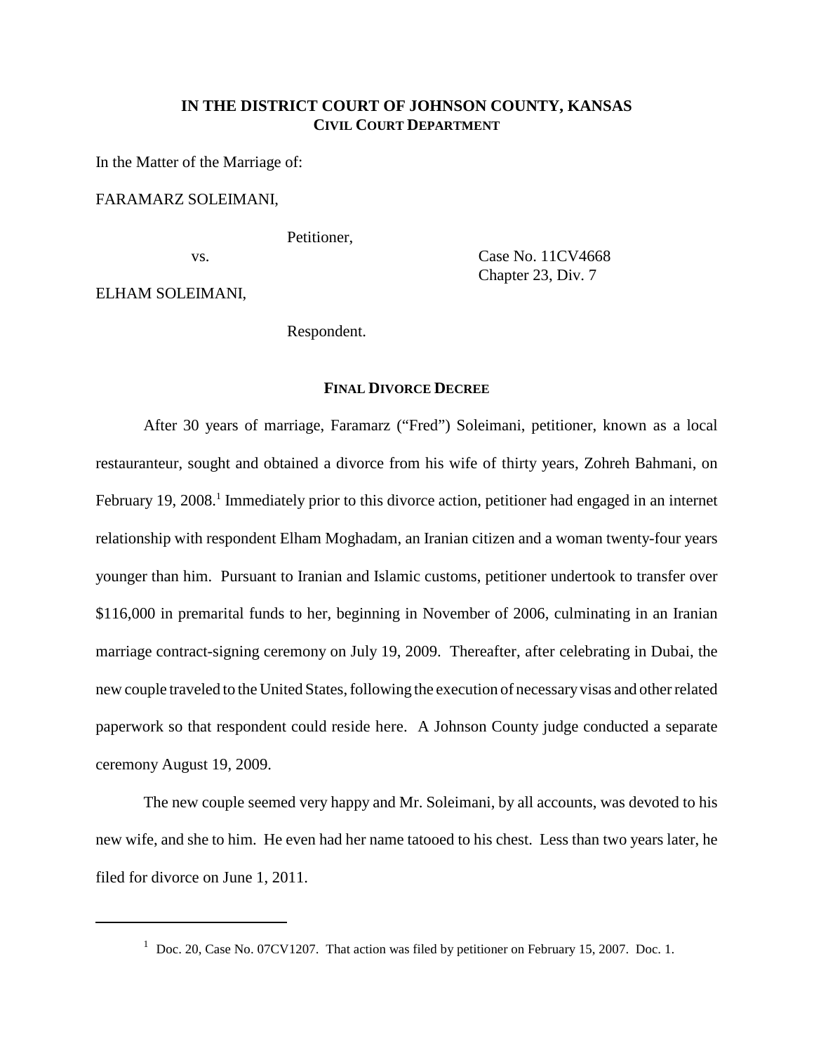# IN THE DISTRICT COURT OF JOHNSON COUNTY, KANSAS
## CIVIL COURT DEPARTMENT

In the Matter of the Marriage of:

FARAMARZ SOLEIMANI,

Petitioner,

vs. Case No. 11CV4668
Chapter 23, Div. 7

ELHAM SOLEIMANI,

Respondent.

## FINAL DIVORCE DECREE

After 30 years of marriage, Faramarz ("Fred") Soleimani, petitioner, known as a local restauranteur, sought and obtained a divorce from his wife of thirty years, Zohreh Bahmani, on February 19, 2008.[1] Immediately prior to this divorce action, petitioner had engaged in an internet relationship with respondent Elham Moghadam, an Iranian citizen and a woman twenty-four years younger than him. Pursuant to Iranian and Islamic customs, petitioner undertook to transfer over $116,000 in premarital funds to her, beginning in November of 2006, culminating in an Iranian marriage contract-signing ceremony on July 19, 2009. Thereafter, after celebrating in Dubai, the new couple traveled to the United States, following the execution of necessary visas and other related paperwork so that respondent could reside here. A Johnson County judge conducted a separate ceremony August 19, 2009.

The new couple seemed very happy and Mr. Soleimani, by all accounts, was devoted to his new wife, and she to him. He even had her name tatooed to his chest. Less than two years later, he filed for divorce on June 1, 2011.

---

[1] Doc. 20, Case No. 07CV1207. That action was filed by petitioner on February 15, 2007. Doc. 1.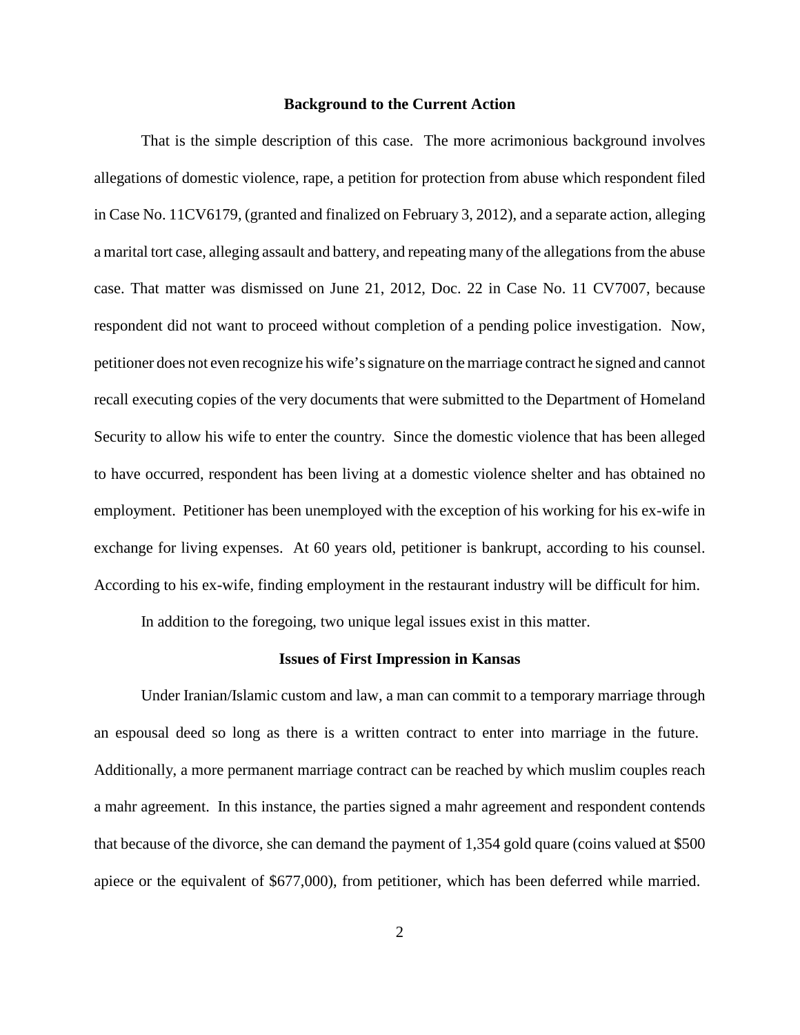## Background to the Current Action

That is the simple description of this case. The more acrimonious background involves allegations of domestic violence, rape, a petition for protection from abuse which respondent filed in Case No. 11CV6179, (granted and finalized on February 3, 2012), and a separate action, alleging a marital tort case, alleging assault and battery, and repeating many of the allegations from the abuse case. That matter was dismissed on June 21, 2012, Doc. 22 in Case No. 11 CV7007, because respondent did not want to proceed without completion of a pending police investigation. Now, petitioner does not even recognize his wife's signature on the marriage contract he signed and cannot recall executing copies of the very documents that were submitted to the Department of Homeland Security to allow his wife to enter the country. Since the domestic violence that has been alleged to have occurred, respondent has been living at a domestic violence shelter and has obtained no employment. Petitioner has been unemployed with the exception of his working for his ex-wife in exchange for living expenses. At 60 years old, petitioner is bankrupt, according to his counsel. According to his ex-wife, finding employment in the restaurant industry will be difficult for him.

In addition to the foregoing, two unique legal issues exist in this matter.

## Issues of First Impression in Kansas

Under Iranian/Islamic custom and law, a man can commit to a temporary marriage through an espousal deed so long as there is a written contract to enter into marriage in the future. Additionally, a more permanent marriage contract can be reached by which muslim couples reach a mahr agreement. In this instance, the parties signed a mahr agreement and respondent contends that because of the divorce, she can demand the payment of 1,354 gold quare (coins valued at $500 apiece or the equivalent of $677,000), from petitioner, which has been deferred while married.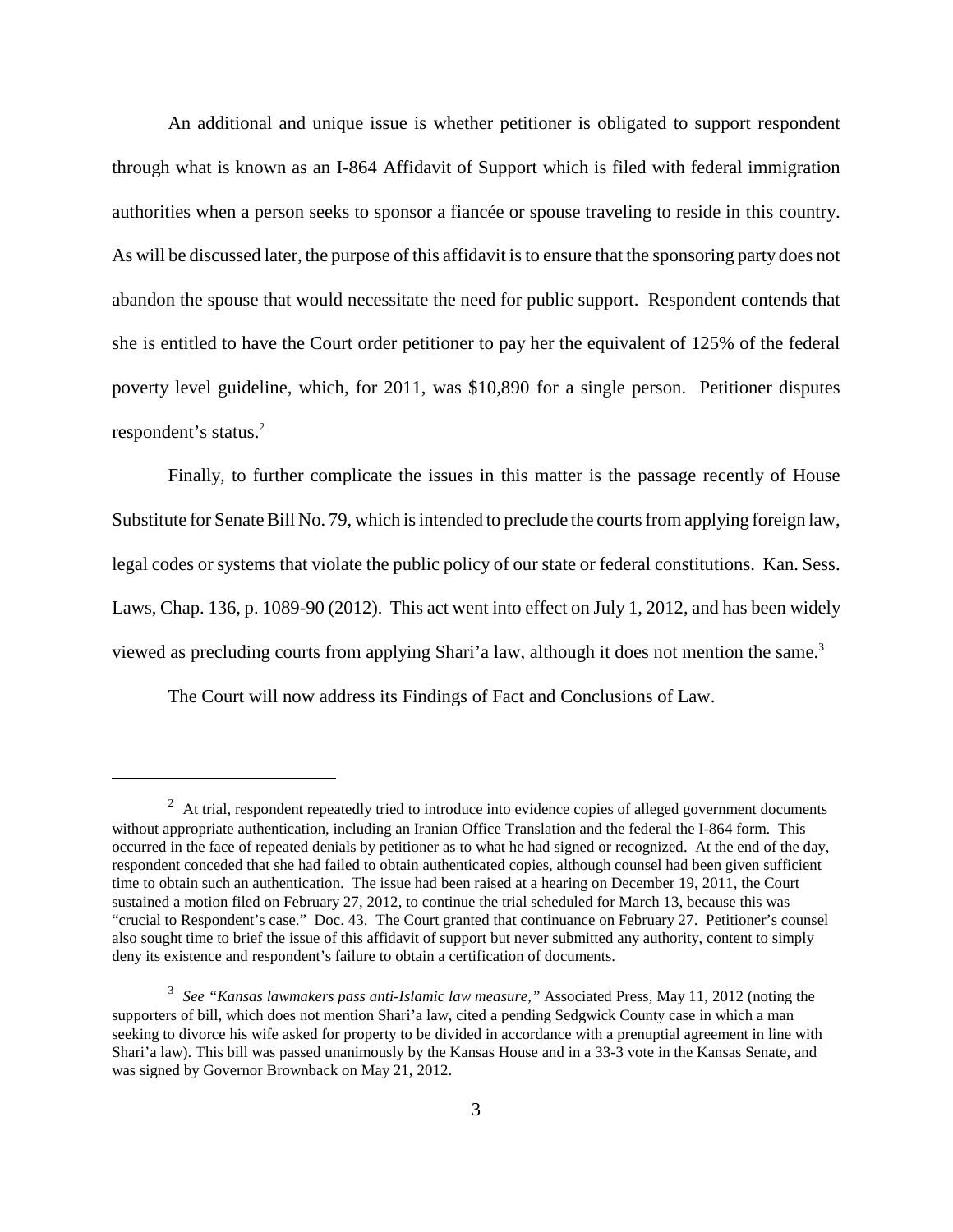An additional and unique issue is whether petitioner is obligated to support respondent through what is known as an I-864 Affidavit of Support which is filed with federal immigration authorities when a person seeks to sponsor a fiancée or spouse traveling to reside in this country. As will be discussed later, the purpose of this affidavit is to ensure that the sponsoring party does not abandon the spouse that would necessitate the need for public support. Respondent contends that she is entitled to have the Court order petitioner to pay her the equivalent of 125% of the federal poverty level guideline, which, for 2011, was $10,890 for a single person. Petitioner disputes respondent's status.[2]

Finally, to further complicate the issues in this matter is the passage recently of House Substitute for Senate Bill No. 79, which is intended to preclude the courts from applying foreign law, legal codes or systems that violate the public policy of our state or federal constitutions. Kan. Sess. Laws, Chap. 136, p. 1089-90 (2012). This act went into effect on July 1, 2012, and has been widely viewed as precluding courts from applying Shari'a law, although it does not mention the same.[3]

The Court will now address its Findings of Fact and Conclusions of Law.

---

[2] At trial, respondent repeatedly tried to introduce into evidence copies of alleged government documents without appropriate authentication, including an Iranian Office Translation and the federal the I-864 form. This occurred in the face of repeated denials by petitioner as to what he had signed or recognized. At the end of the day, respondent conceded that she had failed to obtain authenticated copies, although counsel had been given sufficient time to obtain such an authentication. The issue had been raised at a hearing on December 19, 2011, the Court sustained a motion filed on February 27, 2012, to continue the trial scheduled for March 13, because this was "crucial to Respondent's case." Doc. 43. The Court granted that continuance on February 27. Petitioner's counsel also sought time to brief the issue of this affidavit of support but never submitted any authority, content to simply deny its existence and respondent's failure to obtain a certification of documents.

[3] *See "Kansas lawmakers pass anti-Islamic law measure,"* Associated Press, May 11, 2012 (noting the supporters of bill, which does not mention Shari'a law, cited a pending Sedgwick County case in which a man seeking to divorce his wife asked for property to be divided in accordance with a prenuptial agreement in line with Shari'a law). This bill was passed unanimously by the Kansas House and in a 33-3 vote in the Kansas Senate, and was signed by Governor Brownback on May 21, 2012.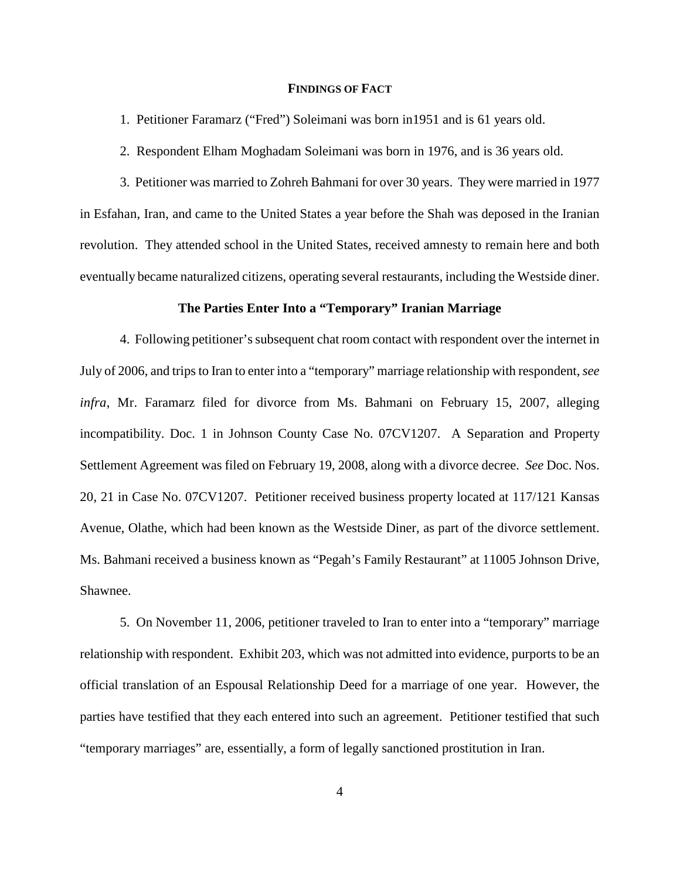## FINDINGS OF FACT

1. Petitioner Faramarz ("Fred") Soleimani was born in1951 and is 61 years old.

2. Respondent Elham Moghadam Soleimani was born in 1976, and is 36 years old.

3. Petitioner was married to Zohreh Bahmani for over 30 years. They were married in 1977 in Esfahan, Iran, and came to the United States a year before the Shah was deposed in the Iranian revolution. They attended school in the United States, received amnesty to remain here and both eventually became naturalized citizens, operating several restaurants, including the Westside diner.

### The Parties Enter Into a "Temporary" Iranian Marriage

4. Following petitioner's subsequent chat room contact with respondent over the internet in July of 2006, and trips to Iran to enter into a "temporary" marriage relationship with respondent, *see infra*, Mr. Faramarz filed for divorce from Ms. Bahmani on February 15, 2007, alleging incompatibility. Doc. 1 in Johnson County Case No. 07CV1207. A Separation and Property Settlement Agreement was filed on February 19, 2008, along with a divorce decree. *See* Doc. Nos. 20, 21 in Case No. 07CV1207. Petitioner received business property located at 117/121 Kansas Avenue, Olathe, which had been known as the Westside Diner, as part of the divorce settlement. Ms. Bahmani received a business known as "Pegah's Family Restaurant" at 11005 Johnson Drive, Shawnee.

5. On November 11, 2006, petitioner traveled to Iran to enter into a "temporary" marriage relationship with respondent. Exhibit 203, which was not admitted into evidence, purports to be an official translation of an Espousal Relationship Deed for a marriage of one year. However, the parties have testified that they each entered into such an agreement. Petitioner testified that such "temporary marriages" are, essentially, a form of legally sanctioned prostitution in Iran.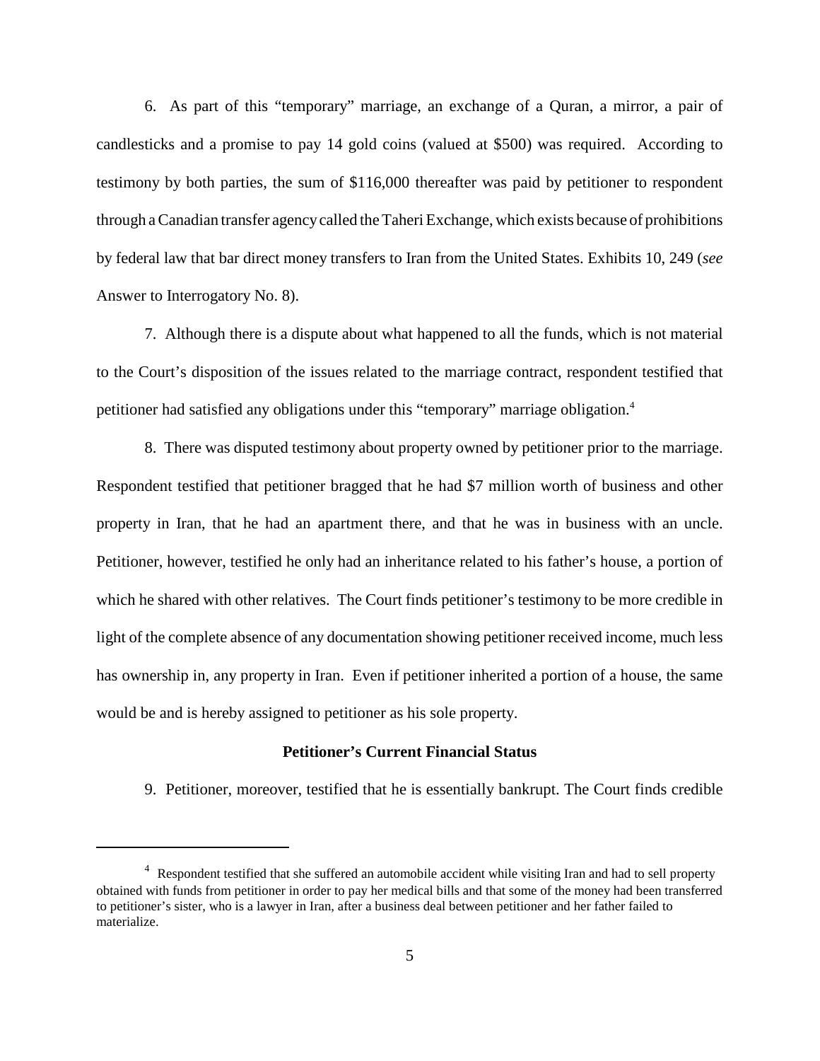6. As part of this "temporary" marriage, an exchange of a Quran, a mirror, a pair of candlesticks and a promise to pay 14 gold coins (valued at $500) was required. According to testimony by both parties, the sum of $116,000 thereafter was paid by petitioner to respondent through a Canadian transfer agency called the Taheri Exchange, which exists because of prohibitions by federal law that bar direct money transfers to Iran from the United States. Exhibits 10, 249 (*see* Answer to Interrogatory No. 8).

7. Although there is a dispute about what happened to all the funds, which is not material to the Court's disposition of the issues related to the marriage contract, respondent testified that petitioner had satisfied any obligations under this "temporary" marriage obligation.[4]

8. There was disputed testimony about property owned by petitioner prior to the marriage. Respondent testified that petitioner bragged that he had $7 million worth of business and other property in Iran, that he had an apartment there, and that he was in business with an uncle. Petitioner, however, testified he only had an inheritance related to his father's house, a portion of which he shared with other relatives. The Court finds petitioner's testimony to be more credible in light of the complete absence of any documentation showing petitioner received income, much less has ownership in, any property in Iran. Even if petitioner inherited a portion of a house, the same would be and is hereby assigned to petitioner as his sole property.

**Petitioner's Current Financial Status**

9. Petitioner, moreover, testified that he is essentially bankrupt. The Court finds credible

---

[4] Respondent testified that she suffered an automobile accident while visiting Iran and had to sell property obtained with funds from petitioner in order to pay her medical bills and that some of the money had been transferred to petitioner's sister, who is a lawyer in Iran, after a business deal between petitioner and her father failed to materialize.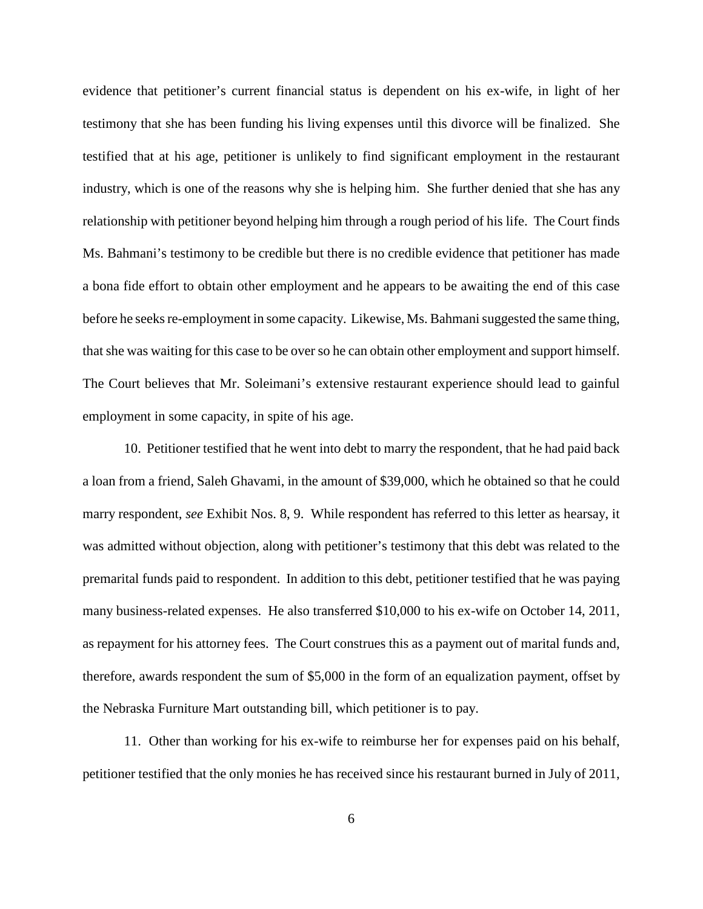evidence that petitioner's current financial status is dependent on his ex-wife, in light of her testimony that she has been funding his living expenses until this divorce will be finalized. She testified that at his age, petitioner is unlikely to find significant employment in the restaurant industry, which is one of the reasons why she is helping him. She further denied that she has any relationship with petitioner beyond helping him through a rough period of his life. The Court finds Ms. Bahmani's testimony to be credible but there is no credible evidence that petitioner has made a bona fide effort to obtain other employment and he appears to be awaiting the end of this case before he seeks re-employment in some capacity. Likewise, Ms. Bahmani suggested the same thing, that she was waiting for this case to be over so he can obtain other employment and support himself. The Court believes that Mr. Soleimani's extensive restaurant experience should lead to gainful employment in some capacity, in spite of his age.

10. Petitioner testified that he went into debt to marry the respondent, that he had paid back a loan from a friend, Saleh Ghavami, in the amount of $39,000, which he obtained so that he could marry respondent, *see* Exhibit Nos. 8, 9. While respondent has referred to this letter as hearsay, it was admitted without objection, along with petitioner's testimony that this debt was related to the premarital funds paid to respondent. In addition to this debt, petitioner testified that he was paying many business-related expenses. He also transferred $10,000 to his ex-wife on October 14, 2011, as repayment for his attorney fees. The Court construes this as a payment out of marital funds and, therefore, awards respondent the sum of $5,000 in the form of an equalization payment, offset by the Nebraska Furniture Mart outstanding bill, which petitioner is to pay.

11. Other than working for his ex-wife to reimburse her for expenses paid on his behalf, petitioner testified that the only monies he has received since his restaurant burned in July of 2011,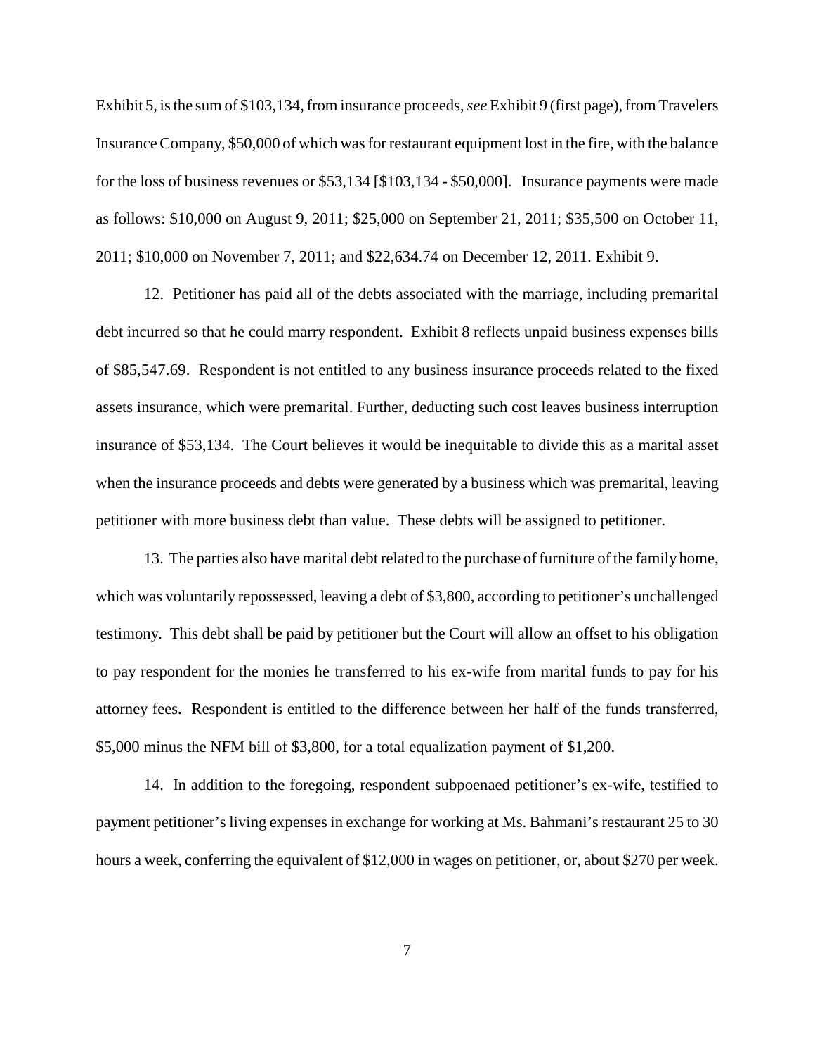Exhibit 5, is the sum of $103,134, from insurance proceeds, *see* Exhibit 9 (first page), from Travelers Insurance Company, $50,000 of which was for restaurant equipment lost in the fire, with the balance for the loss of business revenues or $53,134 [$103,134 - $50,000]. Insurance payments were made as follows: $10,000 on August 9, 2011; $25,000 on September 21, 2011; $35,500 on October 11, 2011; $10,000 on November 7, 2011; and $22,634.74 on December 12, 2011. Exhibit 9.

12. Petitioner has paid all of the debts associated with the marriage, including premarital debt incurred so that he could marry respondent. Exhibit 8 reflects unpaid business expenses bills of $85,547.69. Respondent is not entitled to any business insurance proceeds related to the fixed assets insurance, which were premarital. Further, deducting such cost leaves business interruption insurance of $53,134. The Court believes it would be inequitable to divide this as a marital asset when the insurance proceeds and debts were generated by a business which was premarital, leaving petitioner with more business debt than value. These debts will be assigned to petitioner.

13. The parties also have marital debt related to the purchase of furniture of the family home, which was voluntarily repossessed, leaving a debt of $3,800, according to petitioner's unchallenged testimony. This debt shall be paid by petitioner but the Court will allow an offset to his obligation to pay respondent for the monies he transferred to his ex-wife from marital funds to pay for his attorney fees. Respondent is entitled to the difference between her half of the funds transferred, $5,000 minus the NFM bill of $3,800, for a total equalization payment of $1,200.

14. In addition to the foregoing, respondent subpoenaed petitioner's ex-wife, testified to payment petitioner's living expenses in exchange for working at Ms. Bahmani's restaurant 25 to 30 hours a week, conferring the equivalent of $12,000 in wages on petitioner, or, about $270 per week.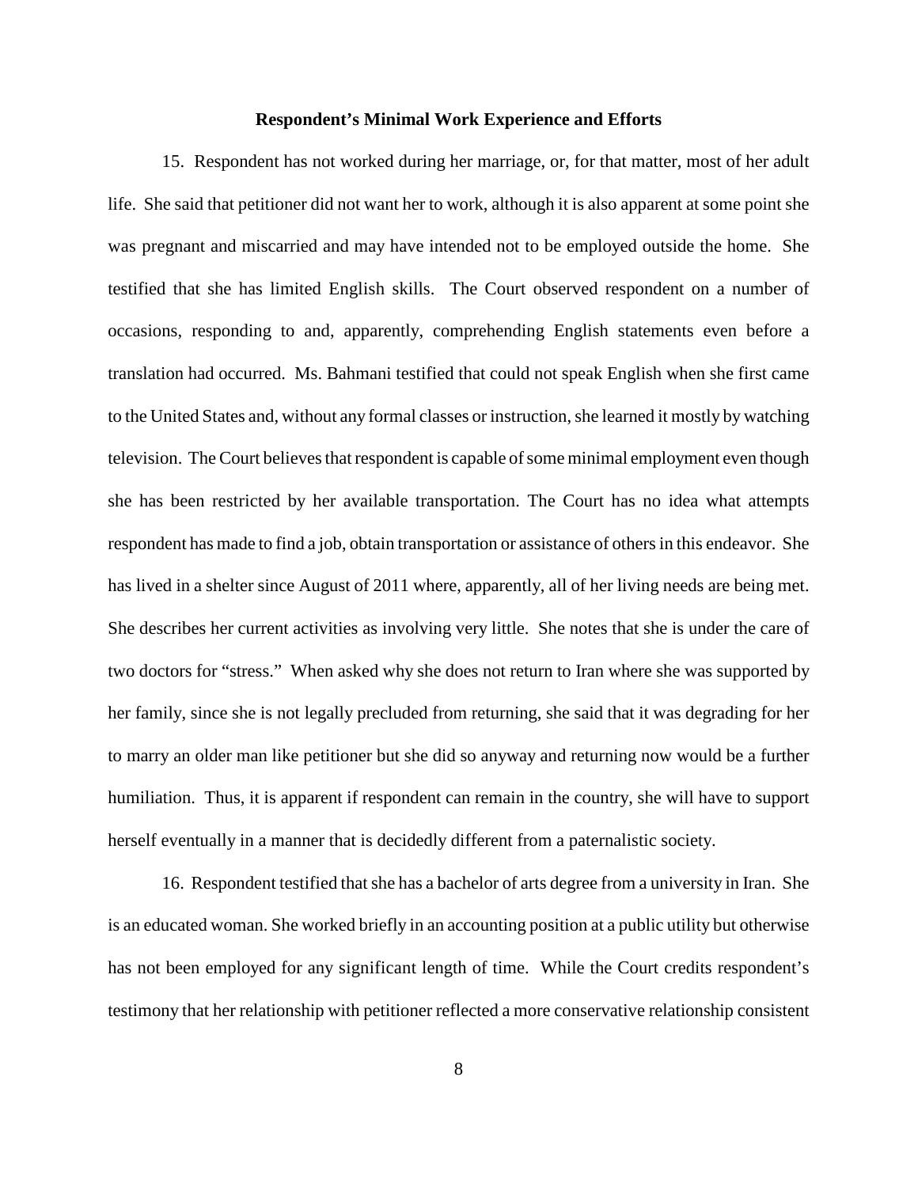### Respondent's Minimal Work Experience and Efforts

15. Respondent has not worked during her marriage, or, for that matter, most of her adult life. She said that petitioner did not want her to work, although it is also apparent at some point she was pregnant and miscarried and may have intended not to be employed outside the home. She testified that she has limited English skills. The Court observed respondent on a number of occasions, responding to and, apparently, comprehending English statements even before a translation had occurred. Ms. Bahmani testified that could not speak English when she first came to the United States and, without any formal classes or instruction, she learned it mostly by watching television. The Court believes that respondent is capable of some minimal employment even though she has been restricted by her available transportation. The Court has no idea what attempts respondent has made to find a job, obtain transportation or assistance of others in this endeavor. She has lived in a shelter since August of 2011 where, apparently, all of her living needs are being met. She describes her current activities as involving very little. She notes that she is under the care of two doctors for "stress." When asked why she does not return to Iran where she was supported by her family, since she is not legally precluded from returning, she said that it was degrading for her to marry an older man like petitioner but she did so anyway and returning now would be a further humiliation. Thus, it is apparent if respondent can remain in the country, she will have to support herself eventually in a manner that is decidedly different from a paternalistic society.

16. Respondent testified that she has a bachelor of arts degree from a university in Iran. She is an educated woman. She worked briefly in an accounting position at a public utility but otherwise has not been employed for any significant length of time. While the Court credits respondent's testimony that her relationship with petitioner reflected a more conservative relationship consistent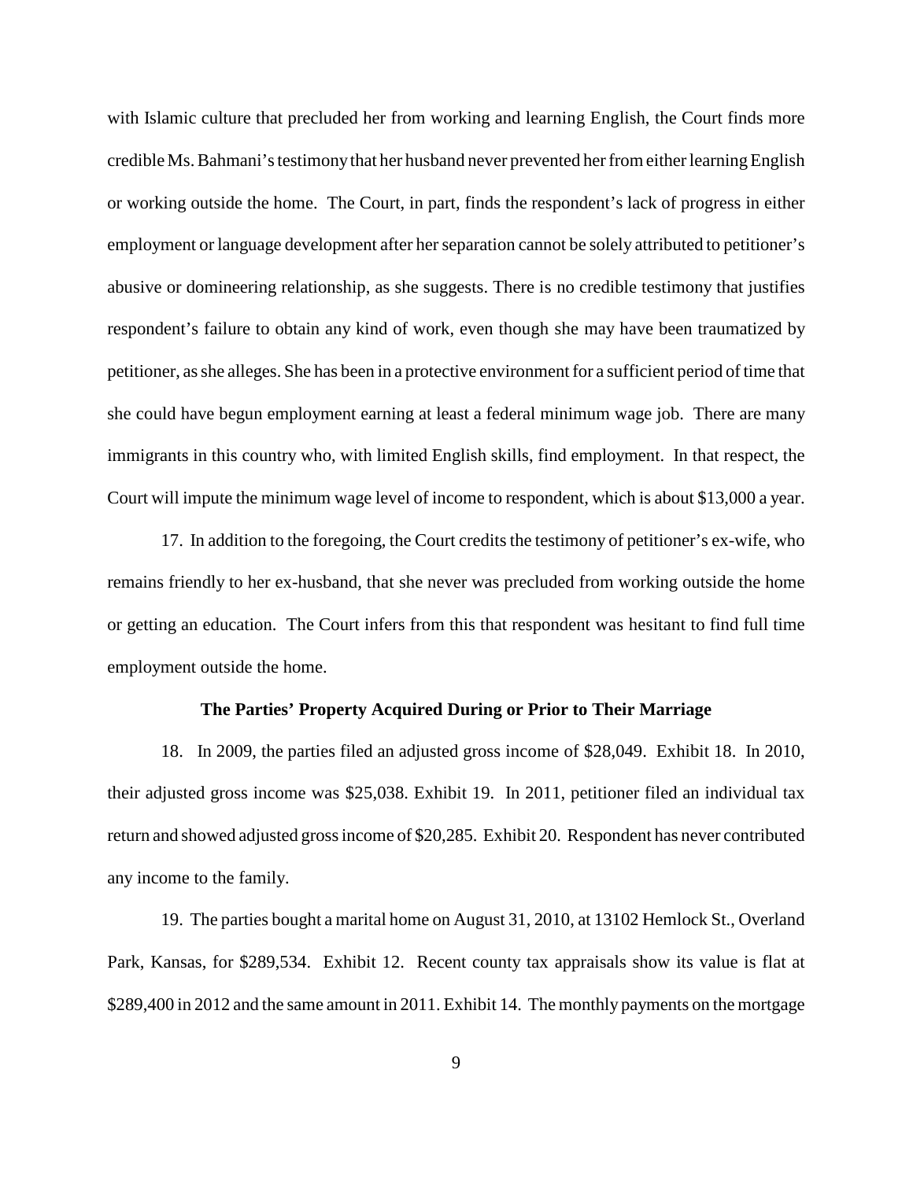with Islamic culture that precluded her from working and learning English, the Court finds more credible Ms. Bahmani's testimony that her husband never prevented her from either learning English or working outside the home. The Court, in part, finds the respondent's lack of progress in either employment or language development after her separation cannot be solely attributed to petitioner's abusive or domineering relationship, as she suggests. There is no credible testimony that justifies respondent's failure to obtain any kind of work, even though she may have been traumatized by petitioner, as she alleges. She has been in a protective environment for a sufficient period of time that she could have begun employment earning at least a federal minimum wage job. There are many immigrants in this country who, with limited English skills, find employment. In that respect, the Court will impute the minimum wage level of income to respondent, which is about $13,000 a year.

17. In addition to the foregoing, the Court credits the testimony of petitioner's ex-wife, who remains friendly to her ex-husband, that she never was precluded from working outside the home or getting an education. The Court infers from this that respondent was hesitant to find full time employment outside the home.

**The Parties' Property Acquired During or Prior to Their Marriage**

18. In 2009, the parties filed an adjusted gross income of $28,049. Exhibit 18. In 2010, their adjusted gross income was $25,038. Exhibit 19. In 2011, petitioner filed an individual tax return and showed adjusted gross income of $20,285. Exhibit 20. Respondent has never contributed any income to the family.

19. The parties bought a marital home on August 31, 2010, at 13102 Hemlock St., Overland Park, Kansas, for $289,534. Exhibit 12. Recent county tax appraisals show its value is flat at $289,400 in 2012 and the same amount in 2011. Exhibit 14. The monthly payments on the mortgage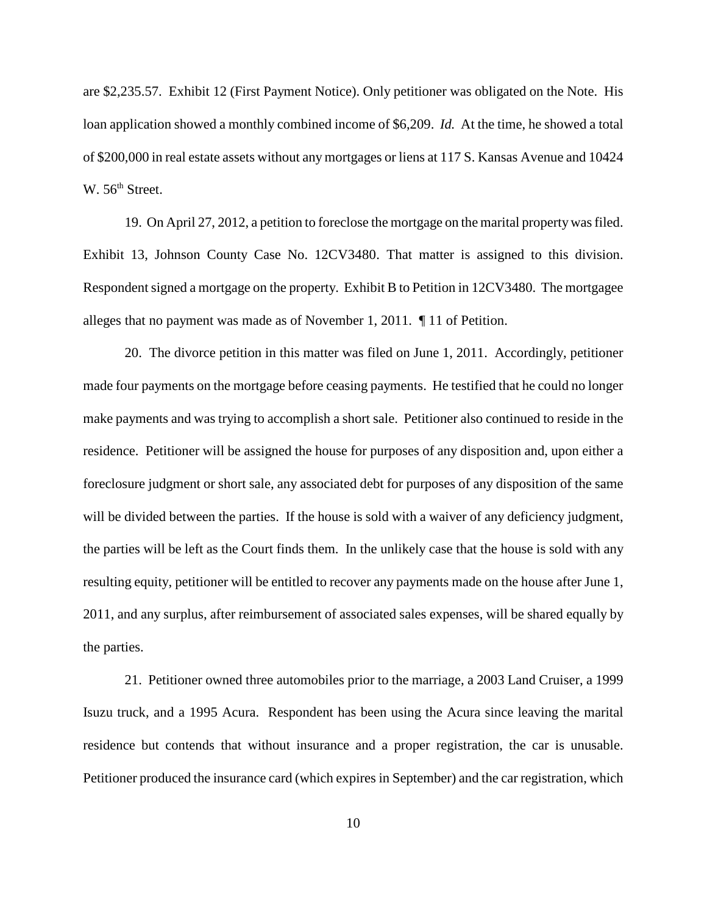are $2,235.57. Exhibit 12 (First Payment Notice). Only petitioner was obligated on the Note. His loan application showed a monthly combined income of $6,209. *Id.* At the time, he showed a total of $200,000 in real estate assets without any mortgages or liens at 117 S. Kansas Avenue and 10424 W. 56th Street.

19. On April 27, 2012, a petition to foreclose the mortgage on the marital property was filed. Exhibit 13, Johnson County Case No. 12CV3480. That matter is assigned to this division. Respondent signed a mortgage on the property. Exhibit B to Petition in 12CV3480. The mortgagee alleges that no payment was made as of November 1, 2011. ¶ 11 of Petition.

20. The divorce petition in this matter was filed on June 1, 2011. Accordingly, petitioner made four payments on the mortgage before ceasing payments. He testified that he could no longer make payments and was trying to accomplish a short sale. Petitioner also continued to reside in the residence. Petitioner will be assigned the house for purposes of any disposition and, upon either a foreclosure judgment or short sale, any associated debt for purposes of any disposition of the same will be divided between the parties. If the house is sold with a waiver of any deficiency judgment, the parties will be left as the Court finds them. In the unlikely case that the house is sold with any resulting equity, petitioner will be entitled to recover any payments made on the house after June 1, 2011, and any surplus, after reimbursement of associated sales expenses, will be shared equally by the parties.

21. Petitioner owned three automobiles prior to the marriage, a 2003 Land Cruiser, a 1999 Isuzu truck, and a 1995 Acura. Respondent has been using the Acura since leaving the marital residence but contends that without insurance and a proper registration, the car is unusable. Petitioner produced the insurance card (which expires in September) and the car registration, which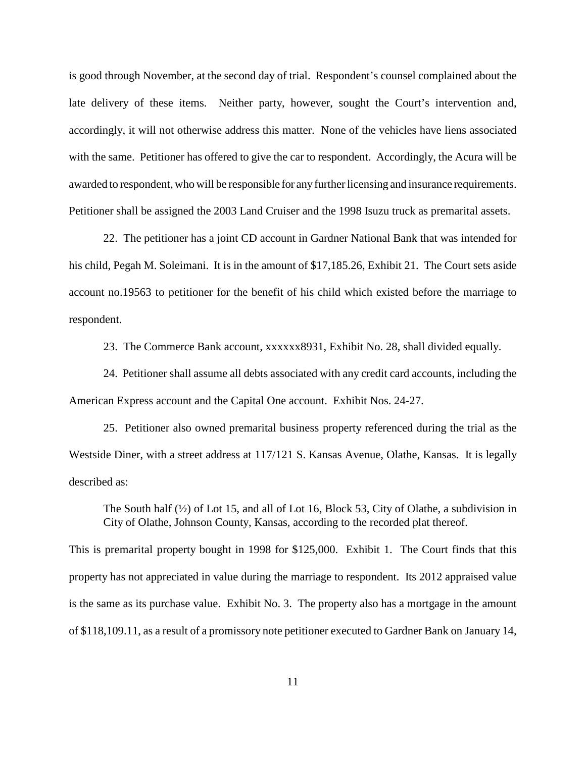is good through November, at the second day of trial. Respondent's counsel complained about the late delivery of these items. Neither party, however, sought the Court's intervention and, accordingly, it will not otherwise address this matter. None of the vehicles have liens associated with the same. Petitioner has offered to give the car to respondent. Accordingly, the Acura will be awarded to respondent, who will be responsible for any further licensing and insurance requirements. Petitioner shall be assigned the 2003 Land Cruiser and the 1998 Isuzu truck as premarital assets.

22. The petitioner has a joint CD account in Gardner National Bank that was intended for his child, Pegah M. Soleimani. It is in the amount of $17,185.26, Exhibit 21. The Court sets aside account no.19563 to petitioner for the benefit of his child which existed before the marriage to respondent.

23. The Commerce Bank account, xxxxxx8931, Exhibit No. 28, shall divided equally.

24. Petitioner shall assume all debts associated with any credit card accounts, including the American Express account and the Capital One account. Exhibit Nos. 24-27.

25. Petitioner also owned premarital business property referenced during the trial as the Westside Diner, with a street address at 117/121 S. Kansas Avenue, Olathe, Kansas. It is legally described as:

> The South half (½) of Lot 15, and all of Lot 16, Block 53, City of Olathe, a subdivision in City of Olathe, Johnson County, Kansas, according to the recorded plat thereof.

This is premarital property bought in 1998 for $125,000. Exhibit 1. The Court finds that this property has not appreciated in value during the marriage to respondent. Its 2012 appraised value is the same as its purchase value. Exhibit No. 3. The property also has a mortgage in the amount of $118,109.11, as a result of a promissory note petitioner executed to Gardner Bank on January 14,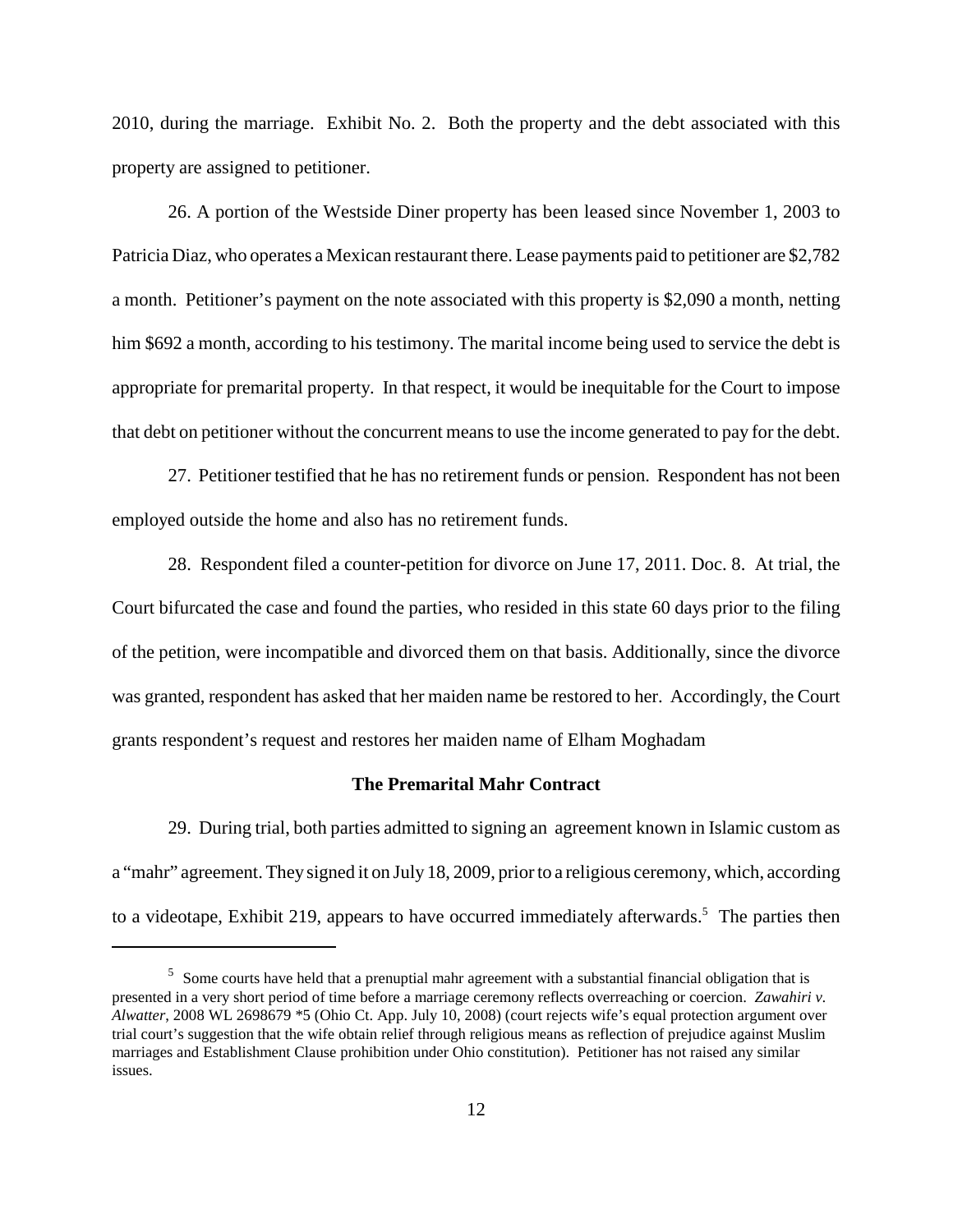2010, during the marriage. Exhibit No. 2. Both the property and the debt associated with this property are assigned to petitioner.

26. A portion of the Westside Diner property has been leased since November 1, 2003 to Patricia Diaz, who operates a Mexican restaurant there. Lease payments paid to petitioner are $2,782 a month. Petitioner's payment on the note associated with this property is $2,090 a month, netting him $692 a month, according to his testimony. The marital income being used to service the debt is appropriate for premarital property. In that respect, it would be inequitable for the Court to impose that debt on petitioner without the concurrent means to use the income generated to pay for the debt.

27. Petitioner testified that he has no retirement funds or pension. Respondent has not been employed outside the home and also has no retirement funds.

28. Respondent filed a counter-petition for divorce on June 17, 2011. Doc. 8. At trial, the Court bifurcated the case and found the parties, who resided in this state 60 days prior to the filing of the petition, were incompatible and divorced them on that basis. Additionally, since the divorce was granted, respondent has asked that her maiden name be restored to her. Accordingly, the Court grants respondent's request and restores her maiden name of Elham Moghadam

**The Premarital Mahr Contract**

29. During trial, both parties admitted to signing an agreement known in Islamic custom as a "mahr" agreement. They signed it on July 18, 2009, prior to a religious ceremony, which, according to a videotape, Exhibit 219, appears to have occurred immediately afterwards.[5] The parties then

---

[5] Some courts have held that a prenuptial mahr agreement with a substantial financial obligation that is presented in a very short period of time before a marriage ceremony reflects overreaching or coercion. *Zawahiri v. Alwatter*, 2008 WL 2698679 *5 (Ohio Ct. App. July 10, 2008) (court rejects wife's equal protection argument over trial court's suggestion that the wife obtain relief through religious means as reflection of prejudice against Muslim marriages and Establishment Clause prohibition under Ohio constitution). Petitioner has not raised any similar issues.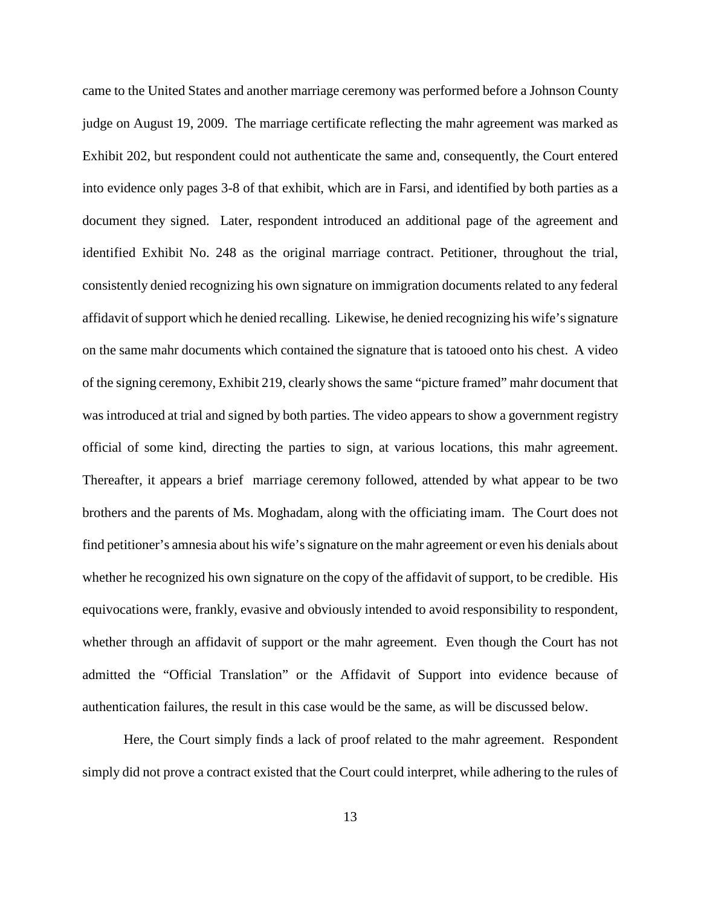came to the United States and another marriage ceremony was performed before a Johnson County judge on August 19, 2009. The marriage certificate reflecting the mahr agreement was marked as Exhibit 202, but respondent could not authenticate the same and, consequently, the Court entered into evidence only pages 3-8 of that exhibit, which are in Farsi, and identified by both parties as a document they signed. Later, respondent introduced an additional page of the agreement and identified Exhibit No. 248 as the original marriage contract. Petitioner, throughout the trial, consistently denied recognizing his own signature on immigration documents related to any federal affidavit of support which he denied recalling. Likewise, he denied recognizing his wife's signature on the same mahr documents which contained the signature that is tatooed onto his chest. A video of the signing ceremony, Exhibit 219, clearly shows the same "picture framed" mahr document that was introduced at trial and signed by both parties. The video appears to show a government registry official of some kind, directing the parties to sign, at various locations, this mahr agreement. Thereafter, it appears a brief marriage ceremony followed, attended by what appear to be two brothers and the parents of Ms. Moghadam, along with the officiating imam. The Court does not find petitioner's amnesia about his wife's signature on the mahr agreement or even his denials about whether he recognized his own signature on the copy of the affidavit of support, to be credible. His equivocations were, frankly, evasive and obviously intended to avoid responsibility to respondent, whether through an affidavit of support or the mahr agreement. Even though the Court has not admitted the "Official Translation" or the Affidavit of Support into evidence because of authentication failures, the result in this case would be the same, as will be discussed below.

Here, the Court simply finds a lack of proof related to the mahr agreement. Respondent simply did not prove a contract existed that the Court could interpret, while adhering to the rules of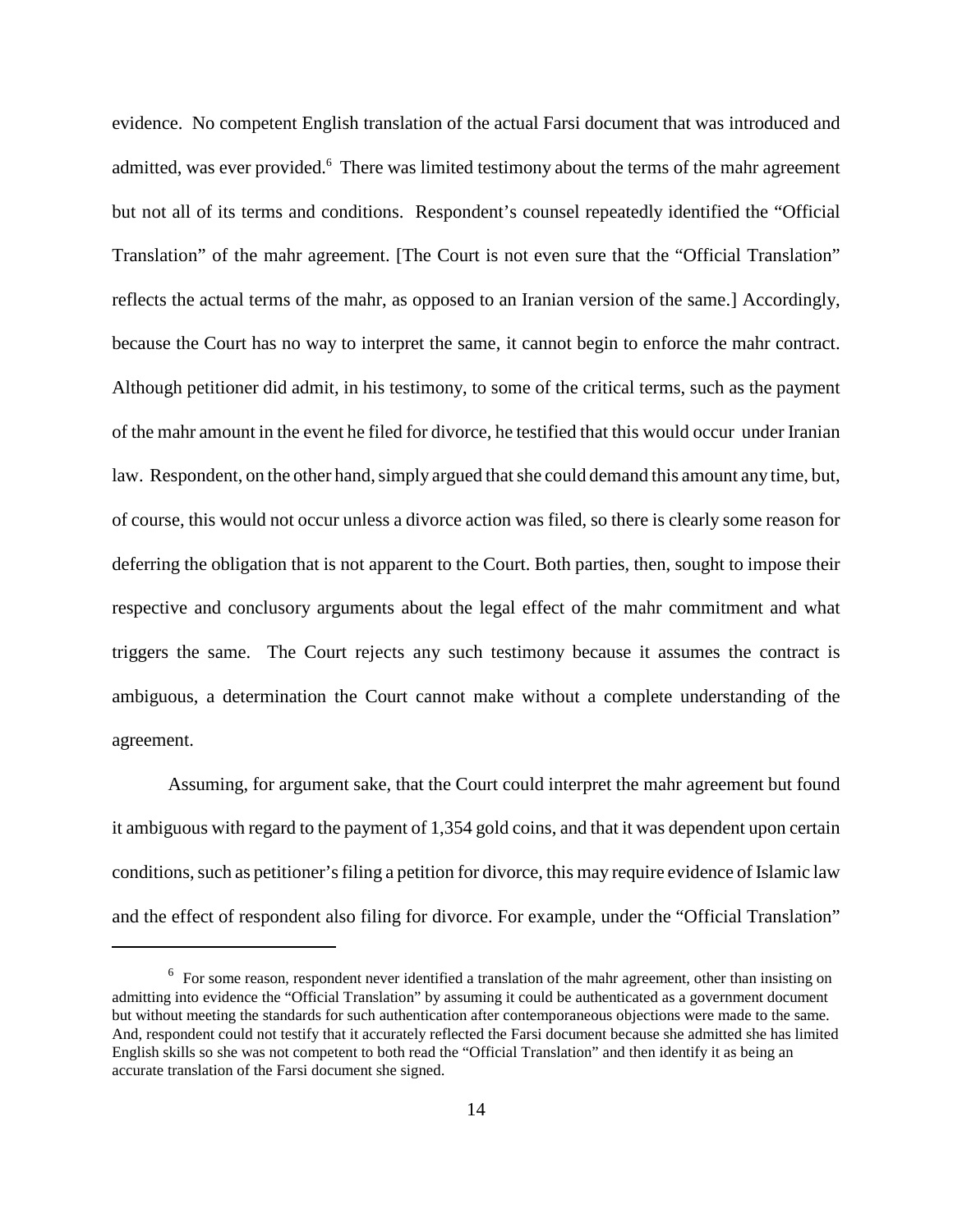evidence. No competent English translation of the actual Farsi document that was introduced and admitted, was ever provided.[6] There was limited testimony about the terms of the mahr agreement but not all of its terms and conditions. Respondent's counsel repeatedly identified the "Official Translation" of the mahr agreement. [The Court is not even sure that the "Official Translation" reflects the actual terms of the mahr, as opposed to an Iranian version of the same.] Accordingly, because the Court has no way to interpret the same, it cannot begin to enforce the mahr contract. Although petitioner did admit, in his testimony, to some of the critical terms, such as the payment of the mahr amount in the event he filed for divorce, he testified that this would occur under Iranian law. Respondent, on the other hand, simply argued that she could demand this amount any time, but, of course, this would not occur unless a divorce action was filed, so there is clearly some reason for deferring the obligation that is not apparent to the Court. Both parties, then, sought to impose their respective and conclusory arguments about the legal effect of the mahr commitment and what triggers the same. The Court rejects any such testimony because it assumes the contract is ambiguous, a determination the Court cannot make without a complete understanding of the agreement.

Assuming, for argument sake, that the Court could interpret the mahr agreement but found it ambiguous with regard to the payment of 1,354 gold coins, and that it was dependent upon certain conditions, such as petitioner's filing a petition for divorce, this may require evidence of Islamic law and the effect of respondent also filing for divorce. For example, under the "Official Translation"

---

[6] For some reason, respondent never identified a translation of the mahr agreement, other than insisting on admitting into evidence the "Official Translation" by assuming it could be authenticated as a government document but without meeting the standards for such authentication after contemporaneous objections were made to the same. And, respondent could not testify that it accurately reflected the Farsi document because she admitted she has limited English skills so she was not competent to both read the "Official Translation" and then identify it as being an accurate translation of the Farsi document she signed.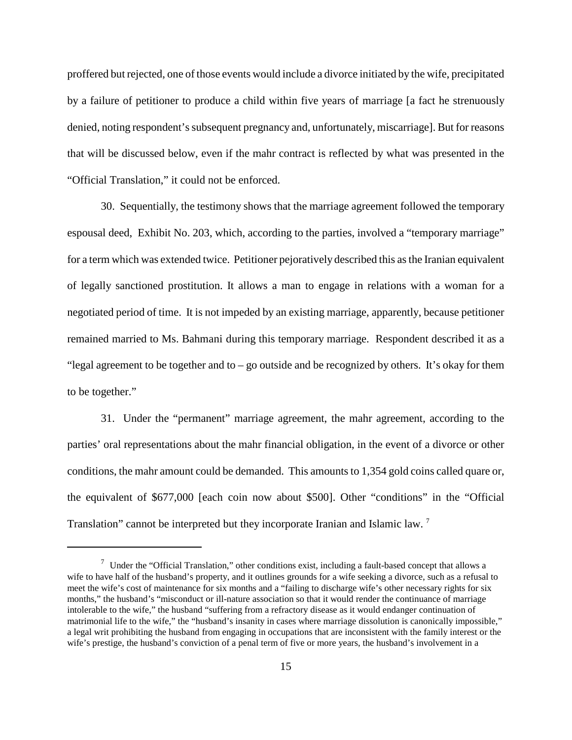proffered but rejected, one of those events would include a divorce initiated by the wife, precipitated by a failure of petitioner to produce a child within five years of marriage [a fact he strenuously denied, noting respondent's subsequent pregnancy and, unfortunately, miscarriage]. But for reasons that will be discussed below, even if the mahr contract is reflected by what was presented in the "Official Translation," it could not be enforced.

30. Sequentially, the testimony shows that the marriage agreement followed the temporary espousal deed, Exhibit No. 203, which, according to the parties, involved a "temporary marriage" for a term which was extended twice. Petitioner pejoratively described this as the Iranian equivalent of legally sanctioned prostitution. It allows a man to engage in relations with a woman for a negotiated period of time. It is not impeded by an existing marriage, apparently, because petitioner remained married to Ms. Bahmani during this temporary marriage. Respondent described it as a "legal agreement to be together and to – go outside and be recognized by others. It's okay for them to be together."

31. Under the "permanent" marriage agreement, the mahr agreement, according to the parties' oral representations about the mahr financial obligation, in the event of a divorce or other conditions, the mahr amount could be demanded. This amounts to 1,354 gold coins called quare or, the equivalent of $677,000 [each coin now about $500]. Other "conditions" in the "Official Translation" cannot be interpreted but they incorporate Iranian and Islamic law. [7]

---

[7] Under the "Official Translation," other conditions exist, including a fault-based concept that allows a wife to have half of the husband's property, and it outlines grounds for a wife seeking a divorce, such as a refusal to meet the wife's cost of maintenance for six months and a "failing to discharge wife's other necessary rights for six months," the husband's "misconduct or ill-nature association so that it would render the continuance of marriage intolerable to the wife," the husband "suffering from a refractory disease as it would endanger continuation of matrimonial life to the wife," the "husband's insanity in cases where marriage dissolution is canonically impossible," a legal writ prohibiting the husband from engaging in occupations that are inconsistent with the family interest or the wife's prestige, the husband's conviction of a penal term of five or more years, the husband's involvement in a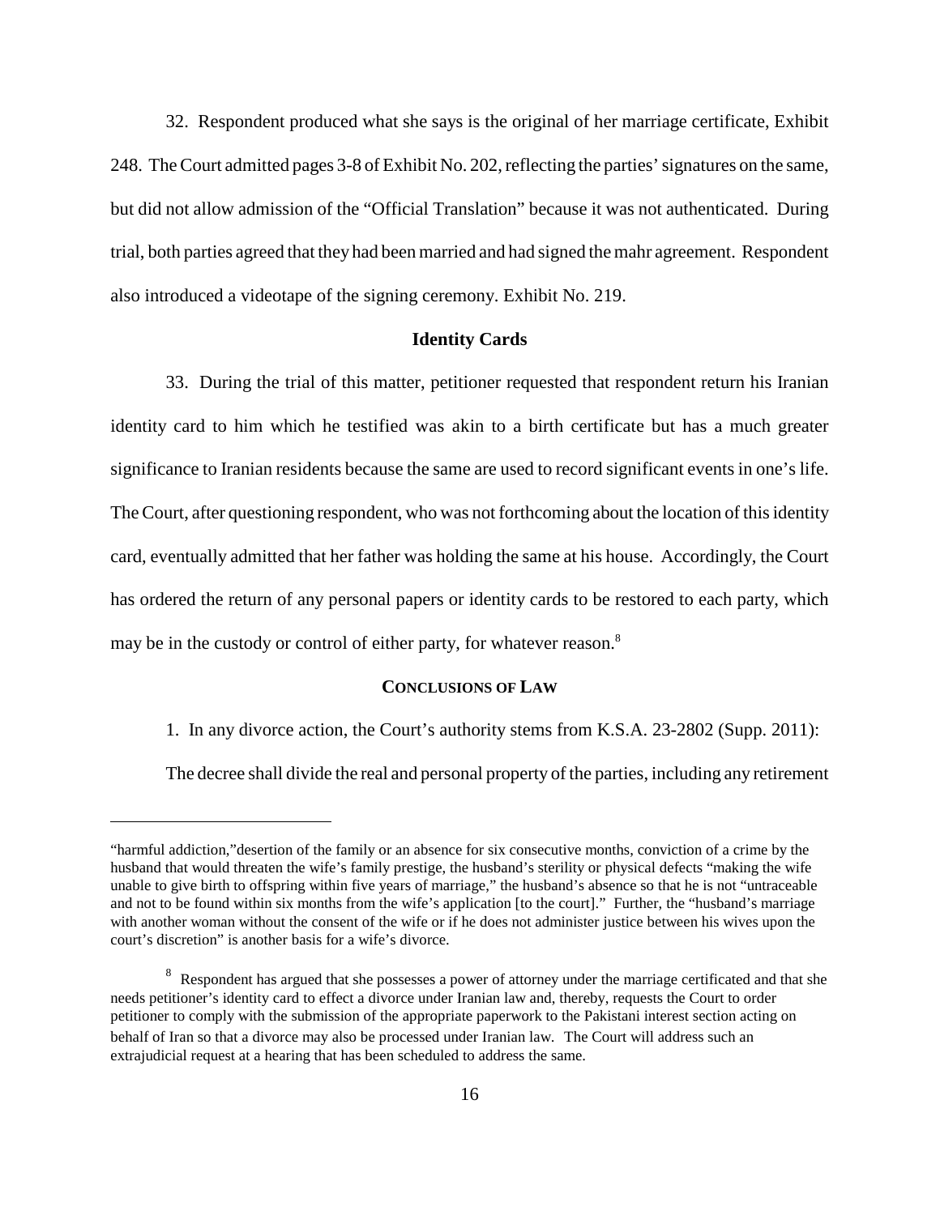32. Respondent produced what she says is the original of her marriage certificate, Exhibit 248. The Court admitted pages 3-8 of Exhibit No. 202, reflecting the parties' signatures on the same, but did not allow admission of the "Official Translation" because it was not authenticated. During trial, both parties agreed that they had been married and had signed the mahr agreement. Respondent also introduced a videotape of the signing ceremony. Exhibit No. 219.

**Identity Cards**

33. During the trial of this matter, petitioner requested that respondent return his Iranian identity card to him which he testified was akin to a birth certificate but has a much greater significance to Iranian residents because the same are used to record significant events in one's life. The Court, after questioning respondent, who was not forthcoming about the location of this identity card, eventually admitted that her father was holding the same at his house. Accordingly, the Court has ordered the return of any personal papers or identity cards to be restored to each party, which may be in the custody or control of either party, for whatever reason.[8]

**CONCLUSIONS OF LAW**

1. In any divorce action, the Court's authority stems from K.S.A. 23-2802 (Supp. 2011):

The decree shall divide the real and personal property of the parties, including any retirement

---

"harmful addiction,"desertion of the family or an absence for six consecutive months, conviction of a crime by the husband that would threaten the wife's family prestige, the husband's sterility or physical defects "making the wife unable to give birth to offspring within five years of marriage," the husband's absence so that he is not "untraceable and not to be found within six months from the wife's application [to the court]." Further, the "husband's marriage with another woman without the consent of the wife or if he does not administer justice between his wives upon the court's discretion" is another basis for a wife's divorce.

[8] Respondent has argued that she possesses a power of attorney under the marriage certificated and that she needs petitioner's identity card to effect a divorce under Iranian law and, thereby, requests the Court to order petitioner to comply with the submission of the appropriate paperwork to the Pakistani interest section acting on behalf of Iran so that a divorce may also be processed under Iranian law. The Court will address such an extrajudicial request at a hearing that has been scheduled to address the same.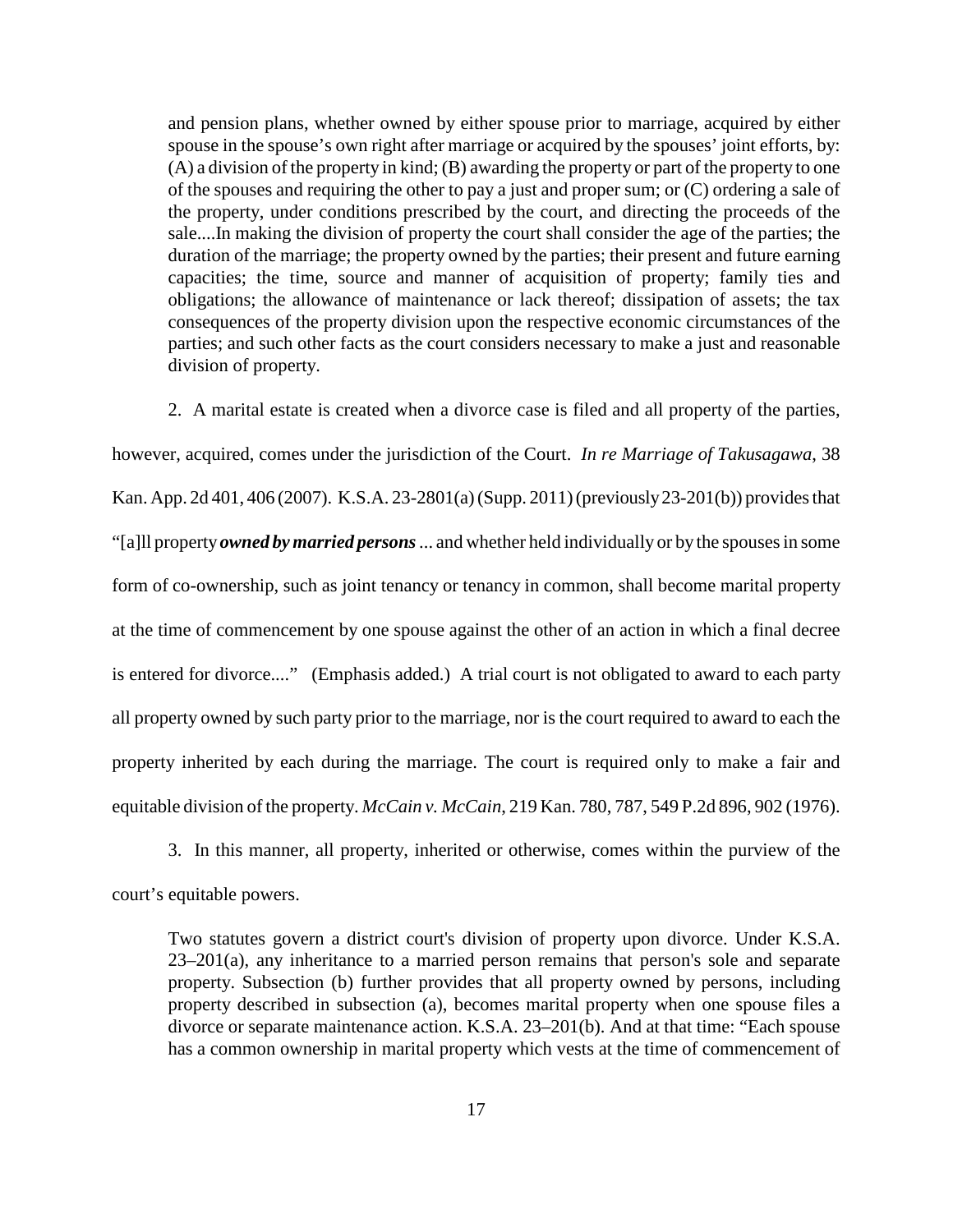> and pension plans, whether owned by either spouse prior to marriage, acquired by either spouse in the spouse's own right after marriage or acquired by the spouses' joint efforts, by: (A) a division of the property in kind; (B) awarding the property or part of the property to one of the spouses and requiring the other to pay a just and proper sum; or (C) ordering a sale of the property, under conditions prescribed by the court, and directing the proceeds of the sale....In making the division of property the court shall consider the age of the parties; the duration of the marriage; the property owned by the parties; their present and future earning capacities; the time, source and manner of acquisition of property; family ties and obligations; the allowance of maintenance or lack thereof; dissipation of assets; the tax consequences of the property division upon the respective economic circumstances of the parties; and such other facts as the court considers necessary to make a just and reasonable division of property.

2. A marital estate is created when a divorce case is filed and all property of the parties, however, acquired, comes under the jurisdiction of the Court. *In re Marriage of Takusagawa*, 38 Kan. App. 2d 401, 406 (2007). K.S.A. 23-2801(a) (Supp. 2011) (previously 23-201(b)) provides that "[a]ll property ***owned by married persons*** ... and whether held individually or by the spouses in some form of co-ownership, such as joint tenancy or tenancy in common, shall become marital property at the time of commencement by one spouse against the other of an action in which a final decree is entered for divorce...." (Emphasis added.) A trial court is not obligated to award to each party all property owned by such party prior to the marriage, nor is the court required to award to each the property inherited by each during the marriage. The court is required only to make a fair and equitable division of the property. *McCain v. McCain*, 219 Kan. 780, 787, 549 P.2d 896, 902 (1976).

3. In this manner, all property, inherited or otherwise, comes within the purview of the court's equitable powers.

> Two statutes govern a district court's division of property upon divorce. Under K.S.A. 23–201(a), any inheritance to a married person remains that person's sole and separate property. Subsection (b) further provides that all property owned by persons, including property described in subsection (a), becomes marital property when one spouse files a divorce or separate maintenance action. K.S.A. 23–201(b). And at that time: "Each spouse has a common ownership in marital property which vests at the time of commencement of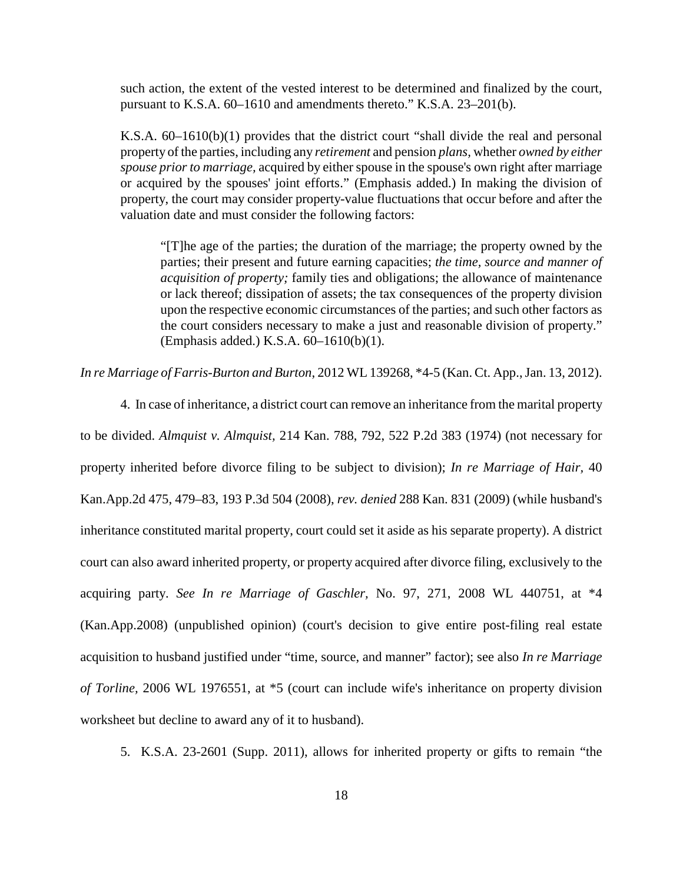> such action, the extent of the vested interest to be determined and finalized by the court, pursuant to K.S.A. 60–1610 and amendments thereto." K.S.A. 23–201(b).
>
> K.S.A. 60–1610(b)(1) provides that the district court "shall divide the real and personal property of the parties, including any *retirement* and pension *plans,* whether *owned by either spouse prior to marriage,* acquired by either spouse in the spouse's own right after marriage or acquired by the spouses' joint efforts." (Emphasis added.) In making the division of property, the court may consider property-value fluctuations that occur before and after the valuation date and must consider the following factors:
>
> > "[T]he age of the parties; the duration of the marriage; the property owned by the parties; their present and future earning capacities; *the time, source and manner of acquisition of property;* family ties and obligations; the allowance of maintenance or lack thereof; dissipation of assets; the tax consequences of the property division upon the respective economic circumstances of the parties; and such other factors as the court considers necessary to make a just and reasonable division of property." (Emphasis added.) K.S.A. 60–1610(b)(1).

*In re Marriage of Farris-Burton and Burton,* 2012 WL 139268, *4-5 (Kan. Ct. App., Jan. 13, 2012).

4. In case of inheritance, a district court can remove an inheritance from the marital property to be divided. *Almquist v. Almquist,* 214 Kan. 788, 792, 522 P.2d 383 (1974) (not necessary for property inherited before divorce filing to be subject to division); *In re Marriage of Hair,* 40 Kan.App.2d 475, 479–83, 193 P.3d 504 (2008), *rev. denied* 288 Kan. 831 (2009) (while husband's inheritance constituted marital property, court could set it aside as his separate property). A district court can also award inherited property, or property acquired after divorce filing, exclusively to the acquiring party. *See In re Marriage of Gaschler,* No. 97, 271, 2008 WL 440751, at *4 (Kan.App.2008) (unpublished opinion) (court's decision to give entire post-filing real estate acquisition to husband justified under "time, source, and manner" factor); see also *In re Marriage of Torline,* 2006 WL 1976551, at *5 (court can include wife's inheritance on property division worksheet but decline to award any of it to husband).

5. K.S.A. 23-2601 (Supp. 2011), allows for inherited property or gifts to remain "the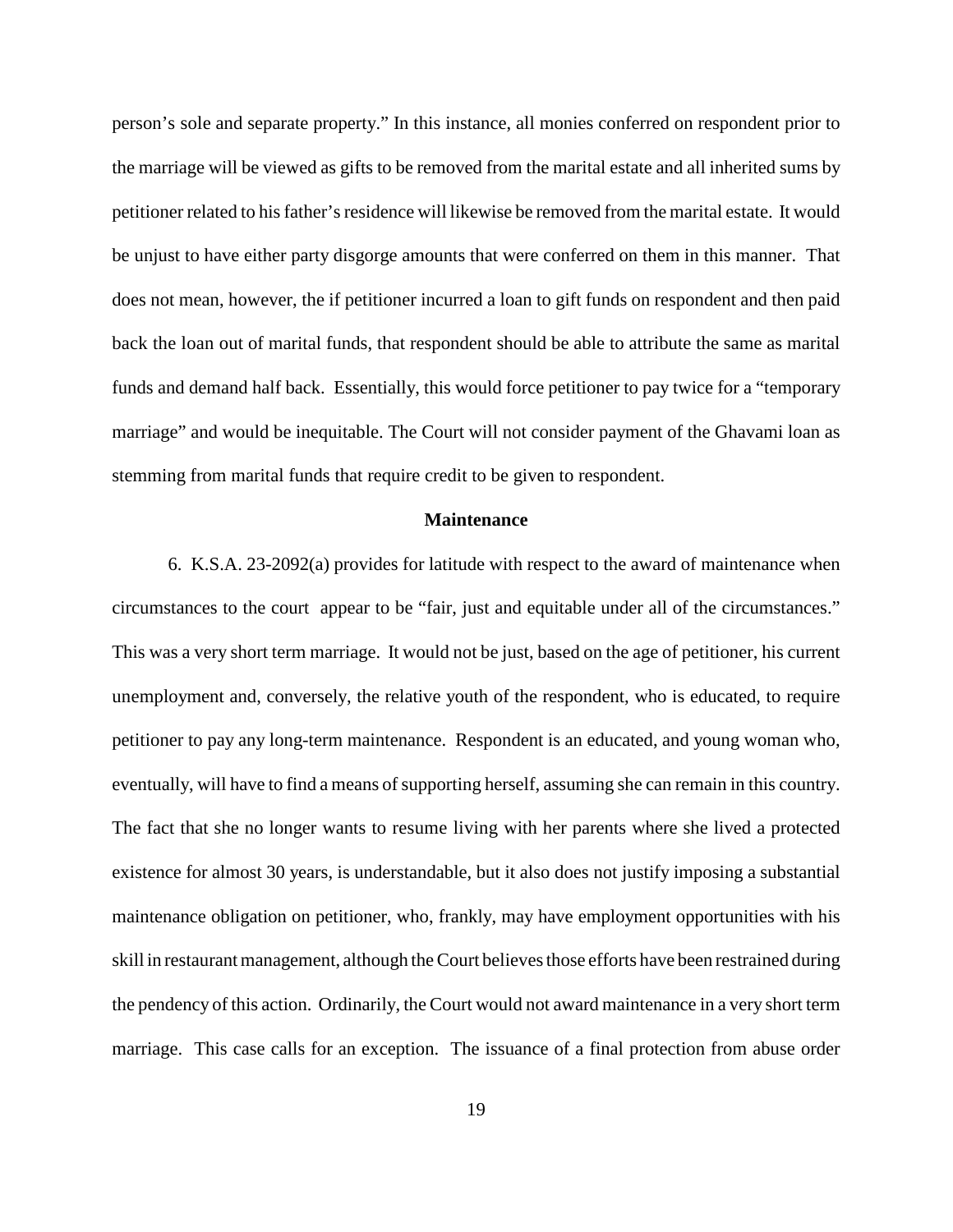person's sole and separate property." In this instance, all monies conferred on respondent prior to the marriage will be viewed as gifts to be removed from the marital estate and all inherited sums by petitioner related to his father's residence will likewise be removed from the marital estate. It would be unjust to have either party disgorge amounts that were conferred on them in this manner. That does not mean, however, the if petitioner incurred a loan to gift funds on respondent and then paid back the loan out of marital funds, that respondent should be able to attribute the same as marital funds and demand half back. Essentially, this would force petitioner to pay twice for a "temporary marriage" and would be inequitable. The Court will not consider payment of the Ghavami loan as stemming from marital funds that require credit to be given to respondent.

## Maintenance

6. K.S.A. 23-2092(a) provides for latitude with respect to the award of maintenance when circumstances to the court appear to be "fair, just and equitable under all of the circumstances." This was a very short term marriage. It would not be just, based on the age of petitioner, his current unemployment and, conversely, the relative youth of the respondent, who is educated, to require petitioner to pay any long-term maintenance. Respondent is an educated, and young woman who, eventually, will have to find a means of supporting herself, assuming she can remain in this country. The fact that she no longer wants to resume living with her parents where she lived a protected existence for almost 30 years, is understandable, but it also does not justify imposing a substantial maintenance obligation on petitioner, who, frankly, may have employment opportunities with his skill in restaurant management, although the Court believes those efforts have been restrained during the pendency of this action. Ordinarily, the Court would not award maintenance in a very short term marriage. This case calls for an exception. The issuance of a final protection from abuse order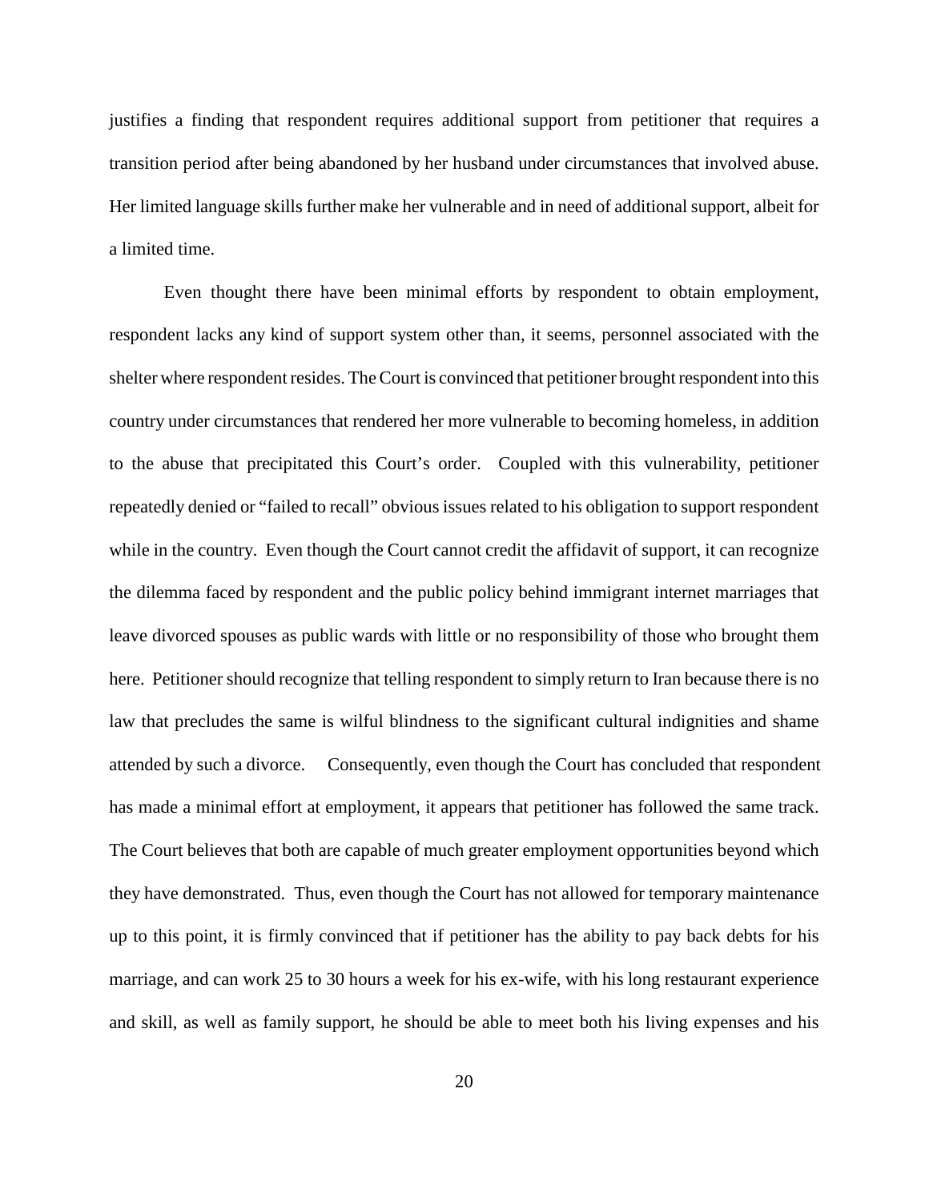justifies a finding that respondent requires additional support from petitioner that requires a transition period after being abandoned by her husband under circumstances that involved abuse. Her limited language skills further make her vulnerable and in need of additional support, albeit for a limited time.

Even thought there have been minimal efforts by respondent to obtain employment, respondent lacks any kind of support system other than, it seems, personnel associated with the shelter where respondent resides. The Court is convinced that petitioner brought respondent into this country under circumstances that rendered her more vulnerable to becoming homeless, in addition to the abuse that precipitated this Court's order. Coupled with this vulnerability, petitioner repeatedly denied or "failed to recall" obvious issues related to his obligation to support respondent while in the country. Even though the Court cannot credit the affidavit of support, it can recognize the dilemma faced by respondent and the public policy behind immigrant internet marriages that leave divorced spouses as public wards with little or no responsibility of those who brought them here. Petitioner should recognize that telling respondent to simply return to Iran because there is no law that precludes the same is wilful blindness to the significant cultural indignities and shame attended by such a divorce. Consequently, even though the Court has concluded that respondent has made a minimal effort at employment, it appears that petitioner has followed the same track. The Court believes that both are capable of much greater employment opportunities beyond which they have demonstrated. Thus, even though the Court has not allowed for temporary maintenance up to this point, it is firmly convinced that if petitioner has the ability to pay back debts for his marriage, and can work 25 to 30 hours a week for his ex-wife, with his long restaurant experience and skill, as well as family support, he should be able to meet both his living expenses and his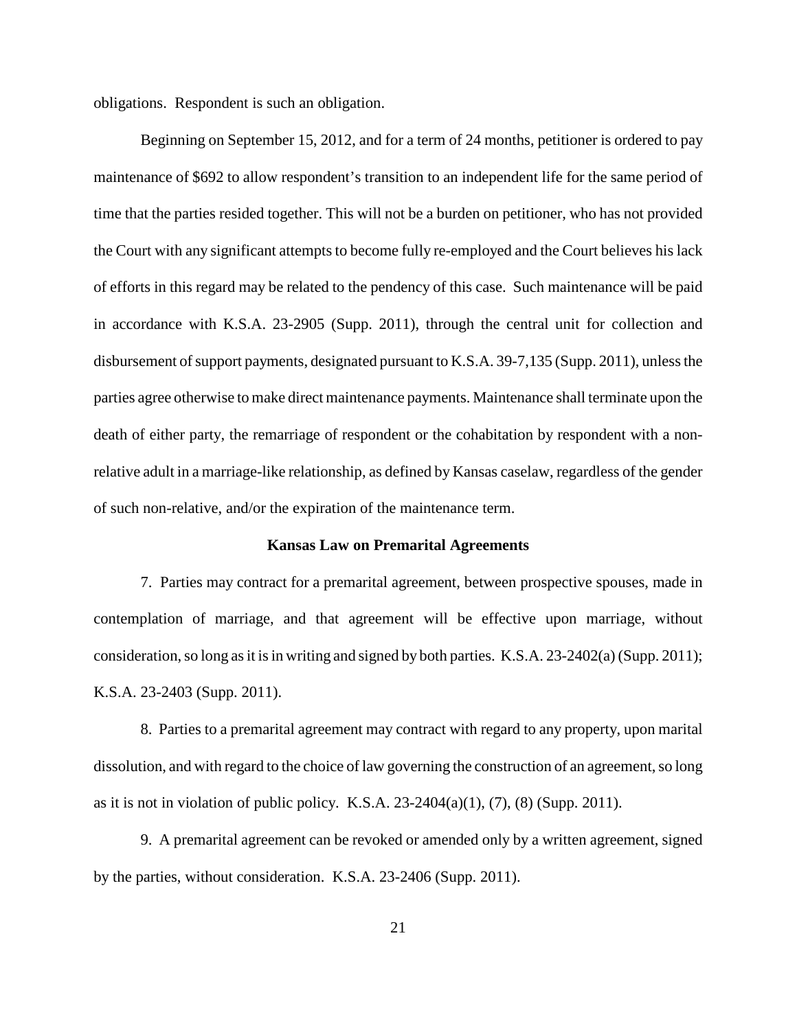obligations. Respondent is such an obligation.

Beginning on September 15, 2012, and for a term of 24 months, petitioner is ordered to pay maintenance of $692 to allow respondent's transition to an independent life for the same period of time that the parties resided together. This will not be a burden on petitioner, who has not provided the Court with any significant attempts to become fully re-employed and the Court believes his lack of efforts in this regard may be related to the pendency of this case. Such maintenance will be paid in accordance with K.S.A. 23-2905 (Supp. 2011), through the central unit for collection and disbursement of support payments, designated pursuant to K.S.A. 39-7,135 (Supp. 2011), unless the parties agree otherwise to make direct maintenance payments. Maintenance shall terminate upon the death of either party, the remarriage of respondent or the cohabitation by respondent with a non-relative adult in a marriage-like relationship, as defined by Kansas caselaw, regardless of the gender of such non-relative, and/or the expiration of the maintenance term.

**Kansas Law on Premarital Agreements**

7. Parties may contract for a premarital agreement, between prospective spouses, made in contemplation of marriage, and that agreement will be effective upon marriage, without consideration, so long as it is in writing and signed by both parties. K.S.A. 23-2402(a) (Supp. 2011); K.S.A. 23-2403 (Supp. 2011).

8. Parties to a premarital agreement may contract with regard to any property, upon marital dissolution, and with regard to the choice of law governing the construction of an agreement, so long as it is not in violation of public policy. K.S.A. 23-2404(a)(1), (7), (8) (Supp. 2011).

9. A premarital agreement can be revoked or amended only by a written agreement, signed by the parties, without consideration. K.S.A. 23-2406 (Supp. 2011).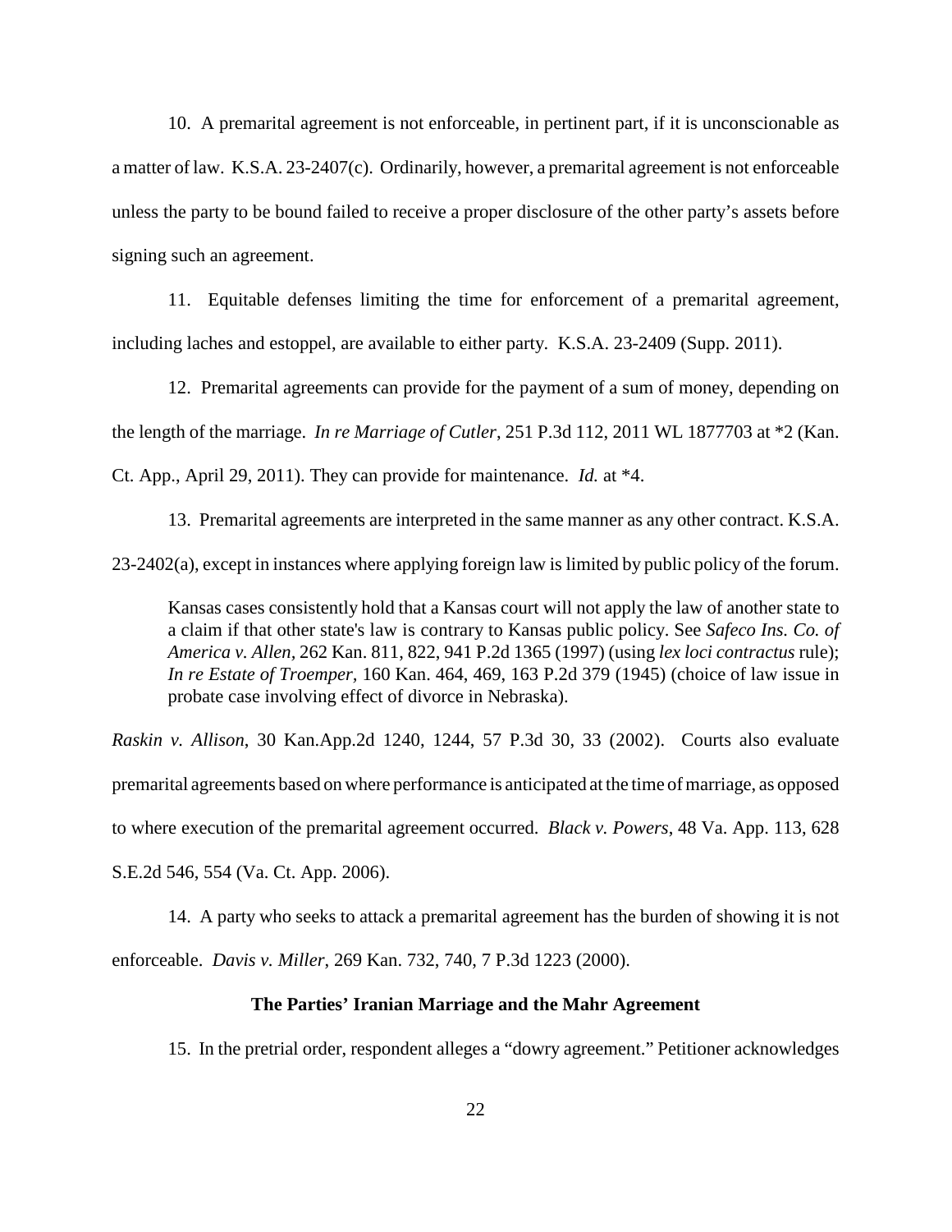10. A premarital agreement is not enforceable, in pertinent part, if it is unconscionable as a matter of law. K.S.A. 23-2407(c). Ordinarily, however, a premarital agreement is not enforceable unless the party to be bound failed to receive a proper disclosure of the other party's assets before signing such an agreement.

11. Equitable defenses limiting the time for enforcement of a premarital agreement, including laches and estoppel, are available to either party. K.S.A. 23-2409 (Supp. 2011).

12. Premarital agreements can provide for the payment of a sum of money, depending on the length of the marriage. *In re Marriage of Cutler*, 251 P.3d 112, 2011 WL 1877703 at *2 (Kan. Ct. App., April 29, 2011). They can provide for maintenance. *Id.* at *4.

13. Premarital agreements are interpreted in the same manner as any other contract. K.S.A. 23-2402(a), except in instances where applying foreign law is limited by public policy of the forum.

> Kansas cases consistently hold that a Kansas court will not apply the law of another state to a claim if that other state's law is contrary to Kansas public policy. See *Safeco Ins. Co. of America v. Allen*, 262 Kan. 811, 822, 941 P.2d 1365 (1997) (using *lex loci contractus* rule); *In re Estate of Troemper*, 160 Kan. 464, 469, 163 P.2d 379 (1945) (choice of law issue in probate case involving effect of divorce in Nebraska).

*Raskin v. Allison*, 30 Kan.App.2d 1240, 1244, 57 P.3d 30, 33 (2002). Courts also evaluate premarital agreements based on where performance is anticipated at the time of marriage, as opposed to where execution of the premarital agreement occurred. *Black v. Powers*, 48 Va. App. 113, 628 S.E.2d 546, 554 (Va. Ct. App. 2006).

14. A party who seeks to attack a premarital agreement has the burden of showing it is not enforceable. *Davis v. Miller*, 269 Kan. 732, 740, 7 P.3d 1223 (2000).

**The Parties' Iranian Marriage and the Mahr Agreement**

15. In the pretrial order, respondent alleges a "dowry agreement." Petitioner acknowledges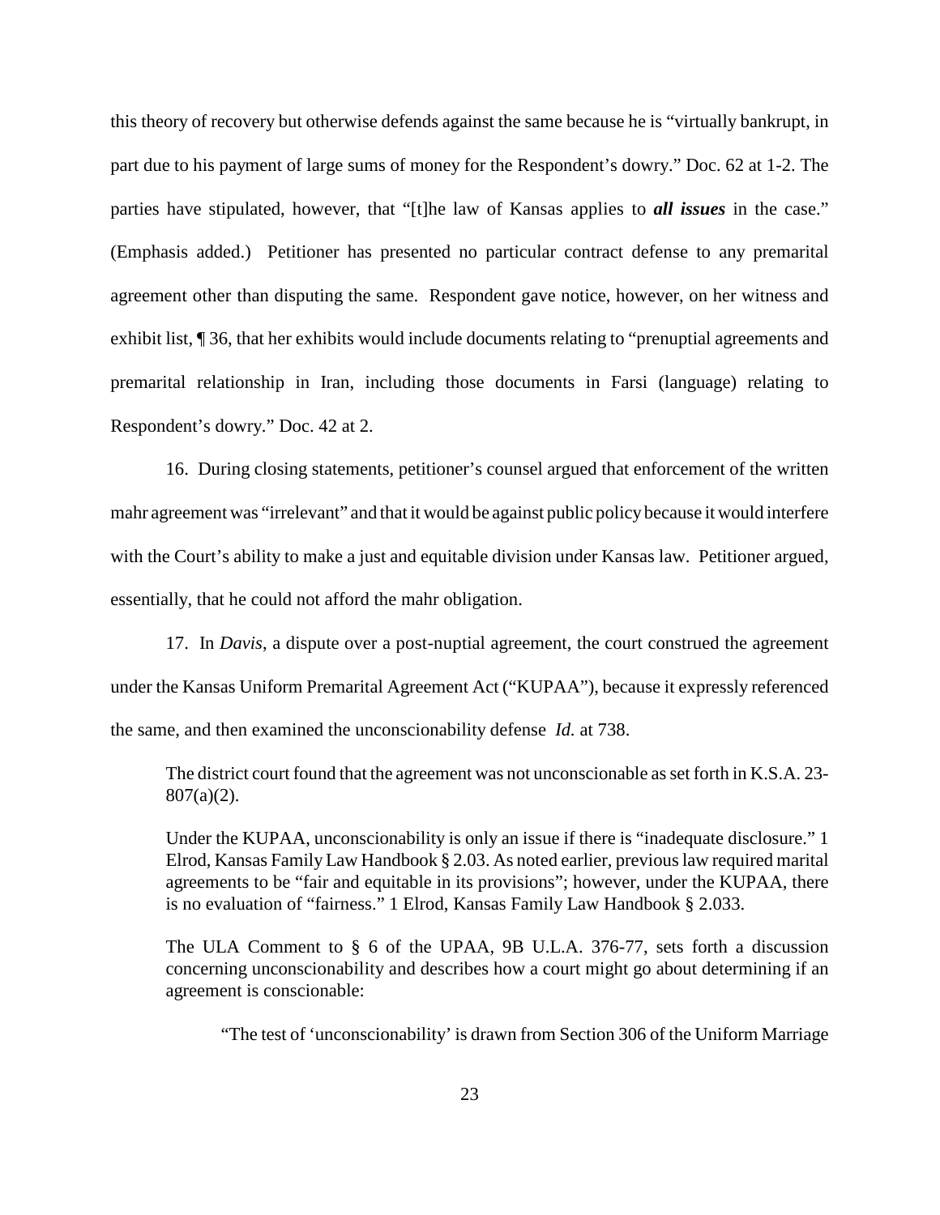this theory of recovery but otherwise defends against the same because he is "virtually bankrupt, in part due to his payment of large sums of money for the Respondent's dowry." Doc. 62 at 1-2. The parties have stipulated, however, that "[t]he law of Kansas applies to ***all issues*** in the case." (Emphasis added.) Petitioner has presented no particular contract defense to any premarital agreement other than disputing the same. Respondent gave notice, however, on her witness and exhibit list, ¶ 36, that her exhibits would include documents relating to "prenuptial agreements and premarital relationship in Iran, including those documents in Farsi (language) relating to Respondent's dowry." Doc. 42 at 2.

16. During closing statements, petitioner's counsel argued that enforcement of the written mahr agreement was "irrelevant" and that it would be against public policy because it would interfere with the Court's ability to make a just and equitable division under Kansas law. Petitioner argued, essentially, that he could not afford the mahr obligation.

17. In *Davis*, a dispute over a post-nuptial agreement, the court construed the agreement under the Kansas Uniform Premarital Agreement Act ("KUPAA"), because it expressly referenced the same, and then examined the unconscionability defense *Id.* at 738.

> The district court found that the agreement was not unconscionable as set forth in K.S.A. 23-807(a)(2).
>
> Under the KUPAA, unconscionability is only an issue if there is "inadequate disclosure." 1 Elrod, Kansas Family Law Handbook § 2.03. As noted earlier, previous law required marital agreements to be "fair and equitable in its provisions"; however, under the KUPAA, there is no evaluation of "fairness." 1 Elrod, Kansas Family Law Handbook § 2.033.
>
> The ULA Comment to § 6 of the UPAA, 9B U.L.A. 376-77, sets forth a discussion concerning unconscionability and describes how a court might go about determining if an agreement is conscionable:
>
> > "The test of 'unconscionability' is drawn from Section 306 of the Uniform Marriage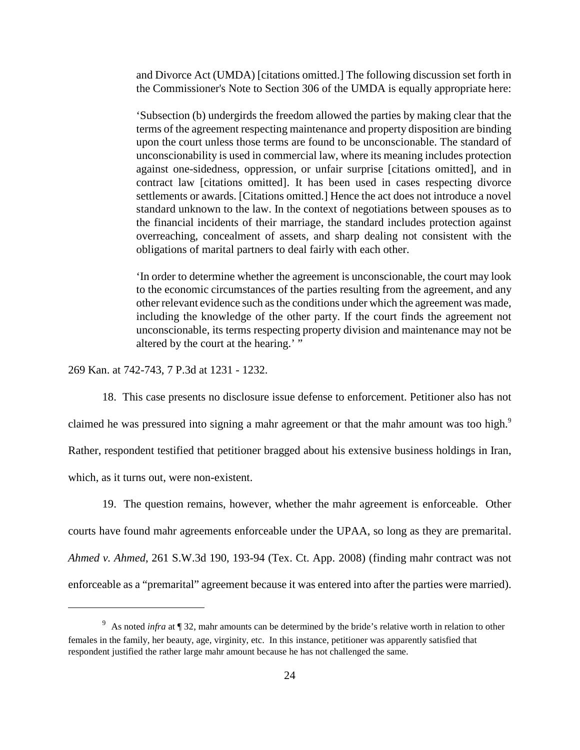> and Divorce Act (UMDA) [citations omitted.] The following discussion set forth in the Commissioner's Note to Section 306 of the UMDA is equally appropriate here:
>
> 'Subsection (b) undergirds the freedom allowed the parties by making clear that the terms of the agreement respecting maintenance and property disposition are binding upon the court unless those terms are found to be unconscionable. The standard of unconscionability is used in commercial law, where its meaning includes protection against one-sidedness, oppression, or unfair surprise [citations omitted], and in contract law [citations omitted]. It has been used in cases respecting divorce settlements or awards. [Citations omitted.] Hence the act does not introduce a novel standard unknown to the law. In the context of negotiations between spouses as to the financial incidents of their marriage, the standard includes protection against overreaching, concealment of assets, and sharp dealing not consistent with the obligations of marital partners to deal fairly with each other.
>
> 'In order to determine whether the agreement is unconscionable, the court may look to the economic circumstances of the parties resulting from the agreement, and any other relevant evidence such as the conditions under which the agreement was made, including the knowledge of the other party. If the court finds the agreement not unconscionable, its terms respecting property division and maintenance may not be altered by the court at the hearing.' "

269 Kan. at 742-743, 7 P.3d at 1231 - 1232.

18. This case presents no disclosure issue defense to enforcement. Petitioner also has not claimed he was pressured into signing a mahr agreement or that the mahr amount was too high.[9] Rather, respondent testified that petitioner bragged about his extensive business holdings in Iran, which, as it turns out, were non-existent.

19. The question remains, however, whether the mahr agreement is enforceable. Other courts have found mahr agreements enforceable under the UPAA, so long as they are premarital. *Ahmed v. Ahmed*, 261 S.W.3d 190, 193-94 (Tex. Ct. App. 2008) (finding mahr contract was not enforceable as a "premarital" agreement because it was entered into after the parties were married).

---

[9] As noted *infra* at ¶ 32, mahr amounts can be determined by the bride's relative worth in relation to other females in the family, her beauty, age, virginity, etc. In this instance, petitioner was apparently satisfied that respondent justified the rather large mahr amount because he has not challenged the same.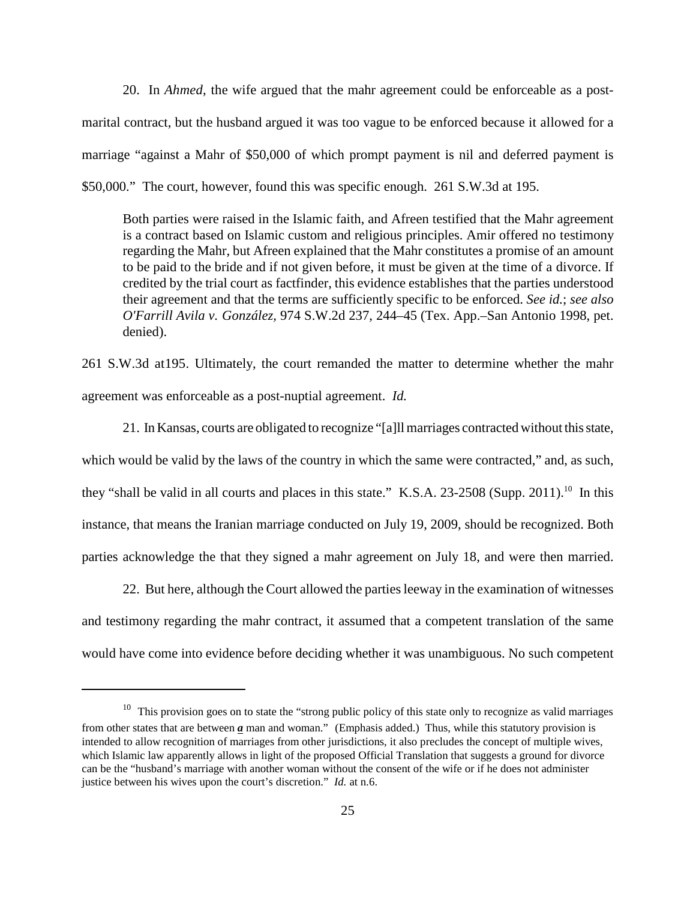20. In *Ahmed*, the wife argued that the mahr agreement could be enforceable as a post-marital contract, but the husband argued it was too vague to be enforced because it allowed for a marriage "against a Mahr of $50,000 of which prompt payment is nil and deferred payment is $50,000." The court, however, found this was specific enough. 261 S.W.3d at 195.

> Both parties were raised in the Islamic faith, and Afreen testified that the Mahr agreement is a contract based on Islamic custom and religious principles. Amir offered no testimony regarding the Mahr, but Afreen explained that the Mahr constitutes a promise of an amount to be paid to the bride and if not given before, it must be given at the time of a divorce. If credited by the trial court as factfinder, this evidence establishes that the parties understood their agreement and that the terms are sufficiently specific to be enforced. *See id.*; *see also O'Farrill Avila v. González*, 974 S.W.2d 237, 244–45 (Tex. App.–San Antonio 1998, pet. denied).

261 S.W.3d at195. Ultimately, the court remanded the matter to determine whether the mahr agreement was enforceable as a post-nuptial agreement. *Id.*

21. In Kansas, courts are obligated to recognize "[a]ll marriages contracted without this state, which would be valid by the laws of the country in which the same were contracted," and, as such, they "shall be valid in all courts and places in this state." K.S.A. 23-2508 (Supp. 2011).[10] In this instance, that means the Iranian marriage conducted on July 19, 2009, should be recognized. Both parties acknowledge the that they signed a mahr agreement on July 18, and were then married.

22. But here, although the Court allowed the parties leeway in the examination of witnesses and testimony regarding the mahr contract, it assumed that a competent translation of the same would have come into evidence before deciding whether it was unambiguous. No such competent

---

[10] This provision goes on to state the "strong public policy of this state only to recognize as valid marriages from other states that are between ***a*** man and woman." (Emphasis added.) Thus, while this statutory provision is intended to allow recognition of marriages from other jurisdictions, it also precludes the concept of multiple wives, which Islamic law apparently allows in light of the proposed Official Translation that suggests a ground for divorce can be the "husband's marriage with another woman without the consent of the wife or if he does not administer justice between his wives upon the court's discretion." *Id.* at n.6.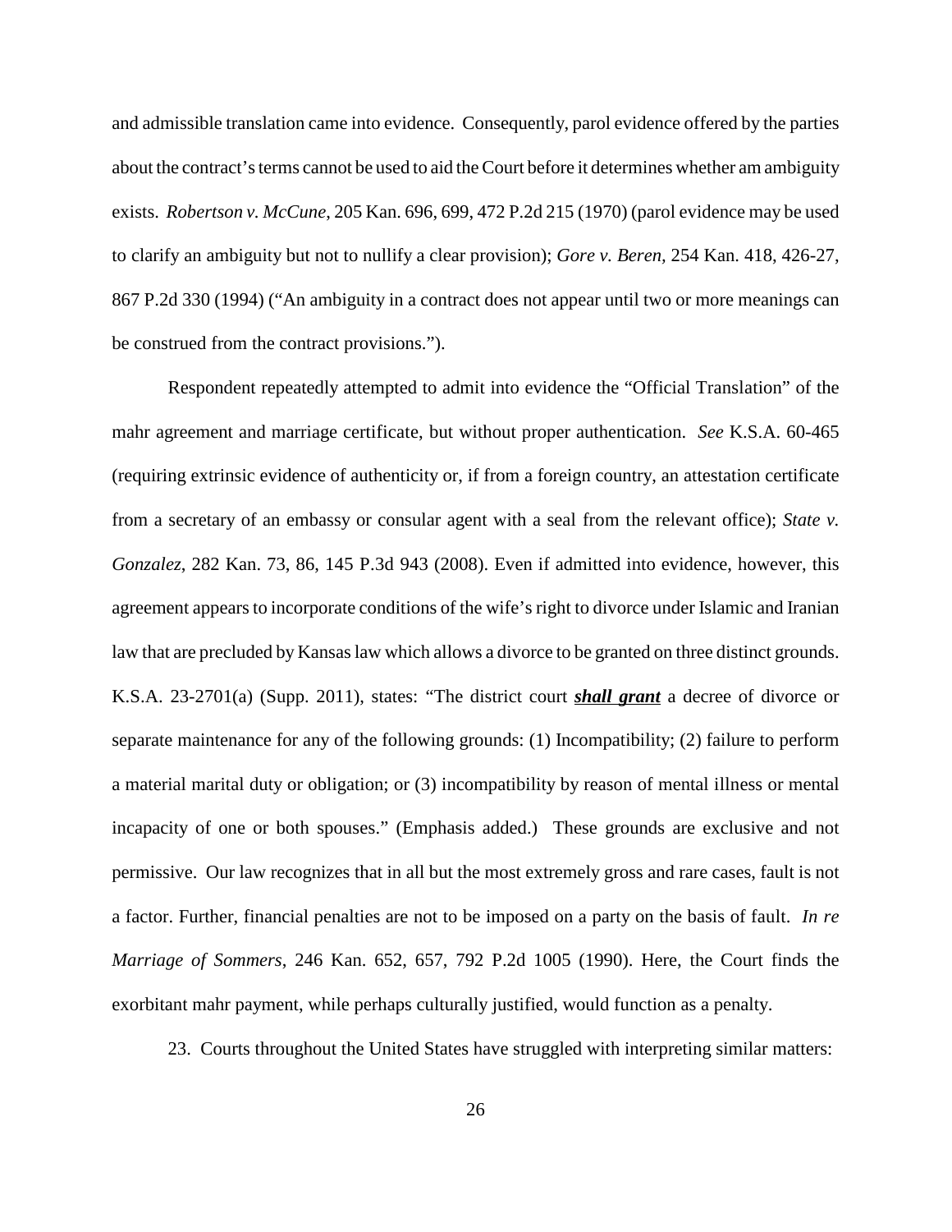and admissible translation came into evidence. Consequently, parol evidence offered by the parties about the contract's terms cannot be used to aid the Court before it determines whether am ambiguity exists. *Robertson v. McCune*, 205 Kan. 696, 699, 472 P.2d 215 (1970) (parol evidence may be used to clarify an ambiguity but not to nullify a clear provision); *Gore v. Beren*, 254 Kan. 418, 426-27, 867 P.2d 330 (1994) ("An ambiguity in a contract does not appear until two or more meanings can be construed from the contract provisions.").

Respondent repeatedly attempted to admit into evidence the "Official Translation" of the mahr agreement and marriage certificate, but without proper authentication. *See* K.S.A. 60-465 (requiring extrinsic evidence of authenticity or, if from a foreign country, an attestation certificate from a secretary of an embassy or consular agent with a seal from the relevant office); *State v. Gonzalez*, 282 Kan. 73, 86, 145 P.3d 943 (2008). Even if admitted into evidence, however, this agreement appears to incorporate conditions of the wife's right to divorce under Islamic and Iranian law that are precluded by Kansas law which allows a divorce to be granted on three distinct grounds. K.S.A. 23-2701(a) (Supp. 2011), states: "The district court ***<u>shall grant</u>*** a decree of divorce or separate maintenance for any of the following grounds: (1) Incompatibility; (2) failure to perform a material marital duty or obligation; or (3) incompatibility by reason of mental illness or mental incapacity of one or both spouses." (Emphasis added.) These grounds are exclusive and not permissive. Our law recognizes that in all but the most extremely gross and rare cases, fault is not a factor. Further, financial penalties are not to be imposed on a party on the basis of fault. *In re Marriage of Sommers*, 246 Kan. 652, 657, 792 P.2d 1005 (1990). Here, the Court finds the exorbitant mahr payment, while perhaps culturally justified, would function as a penalty.

23. Courts throughout the United States have struggled with interpreting similar matters: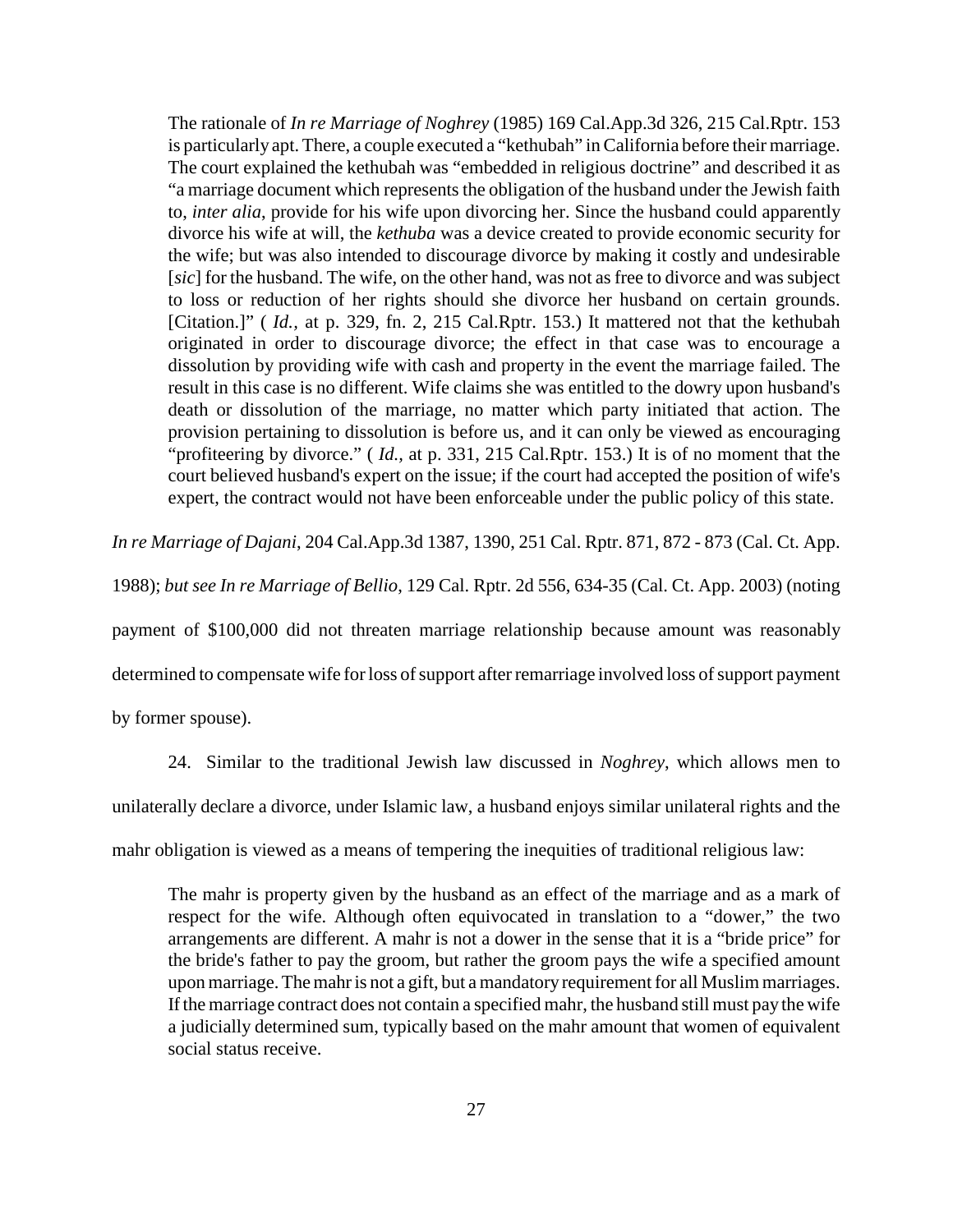> The rationale of *In re Marriage of Noghrey* (1985) 169 Cal.App.3d 326, 215 Cal.Rptr. 153 is particularly apt. There, a couple executed a "kethubah" in California before their marriage. The court explained the kethubah was "embedded in religious doctrine" and described it as "a marriage document which represents the obligation of the husband under the Jewish faith to, *inter alia*, provide for his wife upon divorcing her. Since the husband could apparently divorce his wife at will, the *kethuba* was a device created to provide economic security for the wife; but was also intended to discourage divorce by making it costly and undesirable [*sic*] for the husband. The wife, on the other hand, was not as free to divorce and was subject to loss or reduction of her rights should she divorce her husband on certain grounds. [Citation.]" ( *Id.*, at p. 329, fn. 2, 215 Cal.Rptr. 153.) It mattered not that the kethubah originated in order to discourage divorce; the effect in that case was to encourage a dissolution by providing wife with cash and property in the event the marriage failed. The result in this case is no different. Wife claims she was entitled to the dowry upon husband's death or dissolution of the marriage, no matter which party initiated that action. The provision pertaining to dissolution is before us, and it can only be viewed as encouraging "profiteering by divorce." ( *Id.*, at p. 331, 215 Cal.Rptr. 153.) It is of no moment that the court believed husband's expert on the issue; if the court had accepted the position of wife's expert, the contract would not have been enforceable under the public policy of this state.

*In re Marriage of Dajani*, 204 Cal.App.3d 1387, 1390, 251 Cal. Rptr. 871, 872 - 873 (Cal. Ct. App. 1988); *but see In re Marriage of Bellio*, 129 Cal. Rptr. 2d 556, 634-35 (Cal. Ct. App. 2003) (noting payment of $100,000 did not threaten marriage relationship because amount was reasonably determined to compensate wife for loss of support after remarriage involved loss of support payment by former spouse).

24. Similar to the traditional Jewish law discussed in *Noghrey*, which allows men to unilaterally declare a divorce, under Islamic law, a husband enjoys similar unilateral rights and the mahr obligation is viewed as a means of tempering the inequities of traditional religious law:

> The mahr is property given by the husband as an effect of the marriage and as a mark of respect for the wife. Although often equivocated in translation to a "dower," the two arrangements are different. A mahr is not a dower in the sense that it is a "bride price" for the bride's father to pay the groom, but rather the groom pays the wife a specified amount upon marriage. The mahr is not a gift, but a mandatory requirement for all Muslim marriages. If the marriage contract does not contain a specified mahr, the husband still must pay the wife a judicially determined sum, typically based on the mahr amount that women of equivalent social status receive.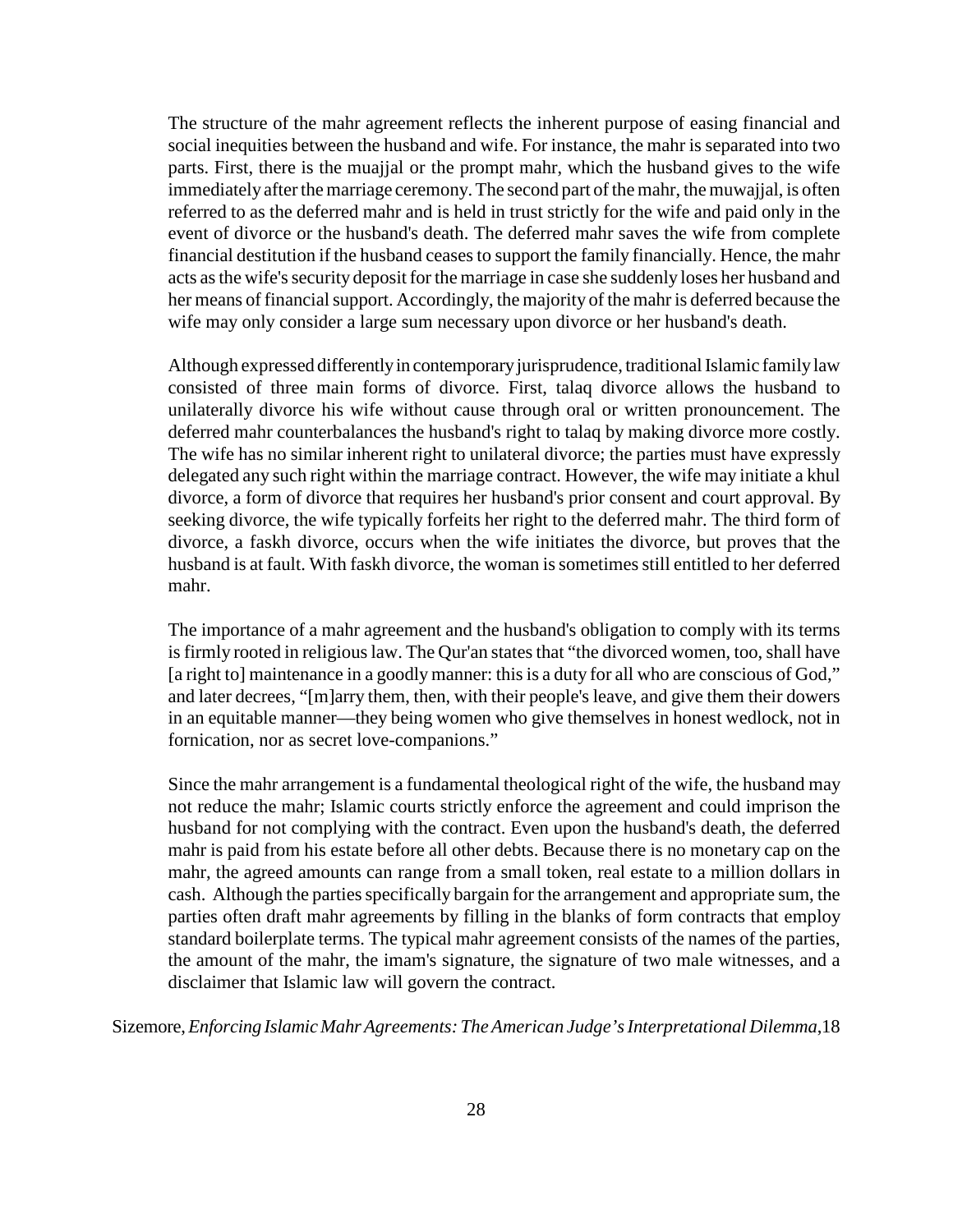The structure of the mahr agreement reflects the inherent purpose of easing financial and social inequities between the husband and wife. For instance, the mahr is separated into two parts. First, there is the muajjal or the prompt mahr, which the husband gives to the wife immediately after the marriage ceremony. The second part of the mahr, the muwajjal, is often referred to as the deferred mahr and is held in trust strictly for the wife and paid only in the event of divorce or the husband's death. The deferred mahr saves the wife from complete financial destitution if the husband ceases to support the family financially. Hence, the mahr acts as the wife's security deposit for the marriage in case she suddenly loses her husband and her means of financial support. Accordingly, the majority of the mahr is deferred because the wife may only consider a large sum necessary upon divorce or her husband's death.

Although expressed differently in contemporary jurisprudence, traditional Islamic family law consisted of three main forms of divorce. First, talaq divorce allows the husband to unilaterally divorce his wife without cause through oral or written pronouncement. The deferred mahr counterbalances the husband's right to talaq by making divorce more costly. The wife has no similar inherent right to unilateral divorce; the parties must have expressly delegated any such right within the marriage contract. However, the wife may initiate a khul divorce, a form of divorce that requires her husband's prior consent and court approval. By seeking divorce, the wife typically forfeits her right to the deferred mahr. The third form of divorce, a faskh divorce, occurs when the wife initiates the divorce, but proves that the husband is at fault. With faskh divorce, the woman is sometimes still entitled to her deferred mahr.

The importance of a mahr agreement and the husband's obligation to comply with its terms is firmly rooted in religious law. The Qur'an states that "the divorced women, too, shall have [a right to] maintenance in a goodly manner: this is a duty for all who are conscious of God," and later decrees, "[m]arry them, then, with their people's leave, and give them their dowers in an equitable manner—they being women who give themselves in honest wedlock, not in fornication, nor as secret love-companions."

Since the mahr arrangement is a fundamental theological right of the wife, the husband may not reduce the mahr; Islamic courts strictly enforce the agreement and could imprison the husband for not complying with the contract. Even upon the husband's death, the deferred mahr is paid from his estate before all other debts. Because there is no monetary cap on the mahr, the agreed amounts can range from a small token, real estate to a million dollars in cash. Although the parties specifically bargain for the arrangement and appropriate sum, the parties often draft mahr agreements by filling in the blanks of form contracts that employ standard boilerplate terms. The typical mahr agreement consists of the names of the parties, the amount of the mahr, the imam's signature, the signature of two male witnesses, and a disclaimer that Islamic law will govern the contract.

Sizemore, *Enforcing Islamic Mahr Agreements: The American Judge's Interpretational Dilemma*,18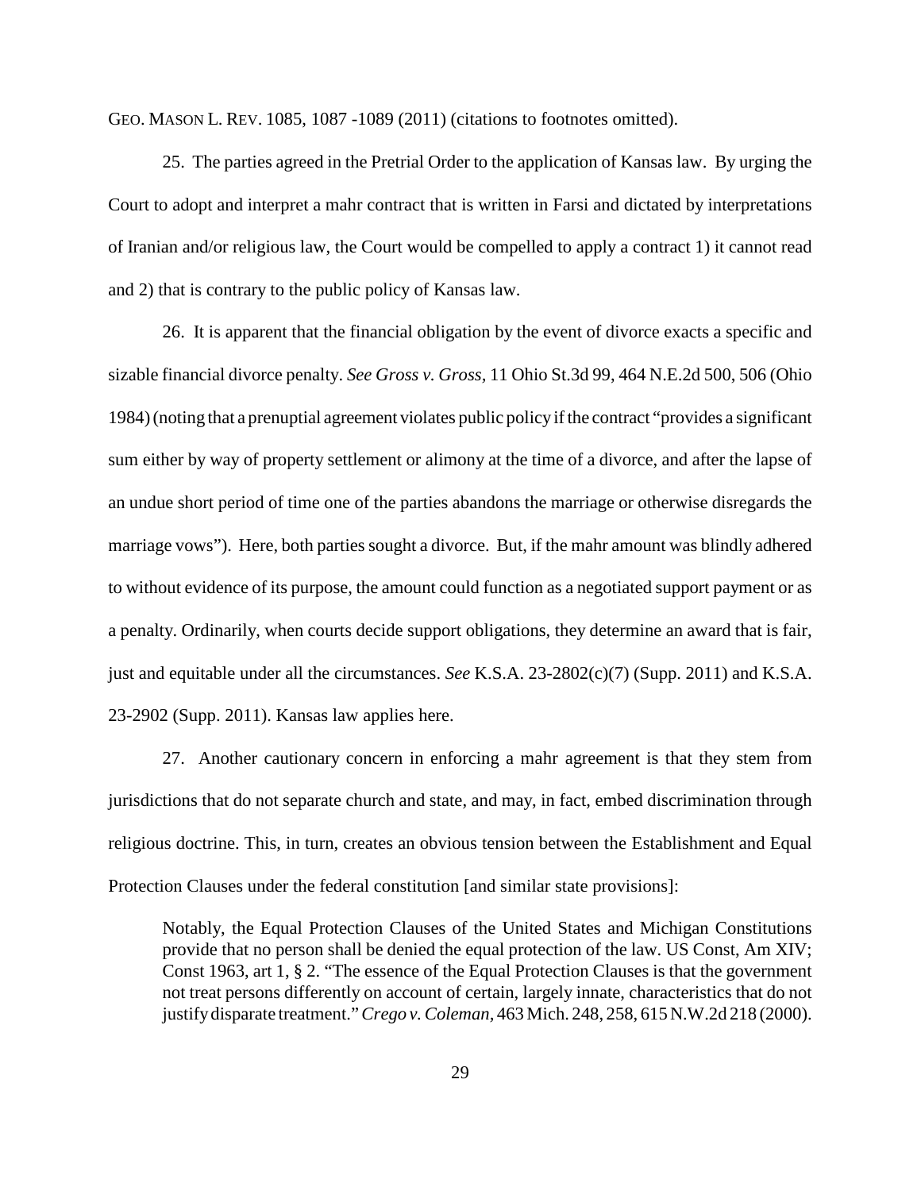GEO. MASON L. REV. 1085, 1087 -1089 (2011) (citations to footnotes omitted).

25. The parties agreed in the Pretrial Order to the application of Kansas law. By urging the Court to adopt and interpret a mahr contract that is written in Farsi and dictated by interpretations of Iranian and/or religious law, the Court would be compelled to apply a contract 1) it cannot read and 2) that is contrary to the public policy of Kansas law.

26. It is apparent that the financial obligation by the event of divorce exacts a specific and sizable financial divorce penalty. *See Gross v. Gross,* 11 Ohio St.3d 99, 464 N.E.2d 500, 506 (Ohio 1984) (noting that a prenuptial agreement violates public policy if the contract "provides a significant sum either by way of property settlement or alimony at the time of a divorce, and after the lapse of an undue short period of time one of the parties abandons the marriage or otherwise disregards the marriage vows"). Here, both parties sought a divorce. But, if the mahr amount was blindly adhered to without evidence of its purpose, the amount could function as a negotiated support payment or as a penalty. Ordinarily, when courts decide support obligations, they determine an award that is fair, just and equitable under all the circumstances. *See* K.S.A. 23-2802(c)(7) (Supp. 2011) and K.S.A. 23-2902 (Supp. 2011). Kansas law applies here.

27. Another cautionary concern in enforcing a mahr agreement is that they stem from jurisdictions that do not separate church and state, and may, in fact, embed discrimination through religious doctrine. This, in turn, creates an obvious tension between the Establishment and Equal Protection Clauses under the federal constitution [and similar state provisions]:

> Notably, the Equal Protection Clauses of the United States and Michigan Constitutions provide that no person shall be denied the equal protection of the law. US Const, Am XIV; Const 1963, art 1, § 2. "The essence of the Equal Protection Clauses is that the government not treat persons differently on account of certain, largely innate, characteristics that do not justify disparate treatment." *Crego v. Coleman*, 463 Mich. 248, 258, 615 N.W.2d 218 (2000).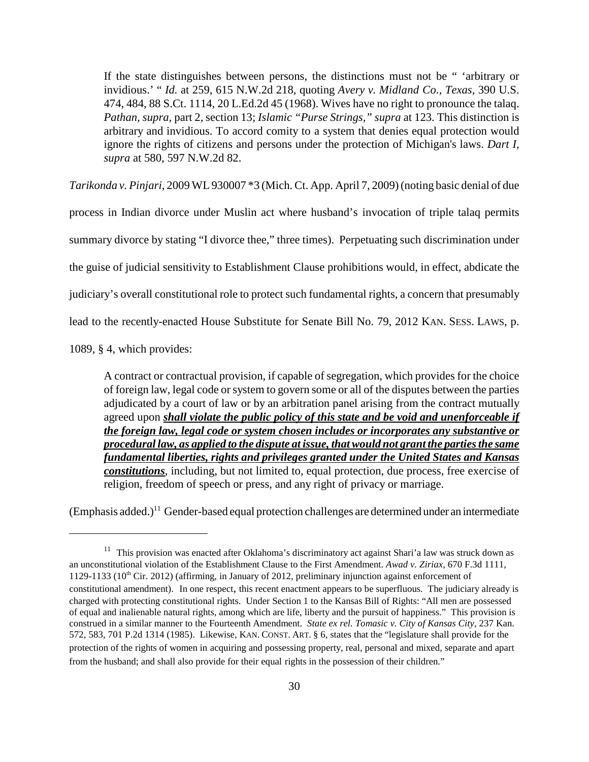> If the state distinguishes between persons, the distinctions must not be " 'arbitrary or invidious.' " *Id.* at 259, 615 N.W.2d 218, quoting *Avery v. Midland Co., Texas*, 390 U.S. 474, 484, 88 S.Ct. 1114, 20 L.Ed.2d 45 (1968). Wives have no right to pronounce the talaq. *Pathan, supra,* part 2, section 13; *Islamic "Purse Strings," supra* at 123. This distinction is arbitrary and invidious. To accord comity to a system that denies equal protection would ignore the rights of citizens and persons under the protection of Michigan's laws. *Dart I, supra* at 580, 597 N.W.2d 82.

*Tarikonda v. Pinjari*, 2009 WL 930007 *3 (Mich. Ct. App. April 7, 2009) (noting basic denial of due process in Indian divorce under Muslin act where husband's invocation of triple talaq permits summary divorce by stating "I divorce thee," three times). Perpetuating such discrimination under the guise of judicial sensitivity to Establishment Clause prohibitions would, in effect, abdicate the judiciary's overall constitutional role to protect such fundamental rights, a concern that presumably lead to the recently-enacted House Substitute for Senate Bill No. 79, 2012 KAN. SESS. LAWS, p. 1089, § 4, which provides:

> A contract or contractual provision, if capable of segregation, which provides for the choice of foreign law, legal code or system to govern some or all of the disputes between the parties adjudicated by a court of law or by an arbitration panel arising from the contract mutually agreed upon ***shall violate the public policy of this state and be void and unenforceable if the foreign law, legal code or system chosen includes or incorporates any substantive or procedural law, as applied to the dispute at issue, that would not grant the parties the same fundamental liberties, rights and privileges granted under the United States and Kansas constitutions***, including, but not limited to, equal protection, due process, free exercise of religion, freedom of speech or press, and any right of privacy or marriage.

(Emphasis added.)[11] Gender-based equal protection challenges are determined under an intermediate

---

[11] This provision was enacted after Oklahoma's discriminatory act against Shari'a law was struck down as an unconstitutional violation of the Establishment Clause to the First Amendment. *Awad v. Ziriax*, 670 F.3d 1111, 1129-1133 (10th Cir. 2012) (affirming, in January of 2012, preliminary injunction against enforcement of constitutional amendment). In one respect, this recent enactment appears to be superfluous. The judiciary already is charged with protecting constitutional rights. Under Section 1 to the Kansas Bill of Rights: "All men are possessed of equal and inalienable natural rights, among which are life, liberty and the pursuit of happiness." This provision is construed in a similar manner to the Fourteenth Amendment. *State ex rel. Tomasic v. City of Kansas City*, 237 Kan. 572, 583, 701 P.2d 1314 (1985). Likewise, KAN. CONST. ART. § 6, states that the "legislature shall provide for the protection of the rights of women in acquiring and possessing property, real, personal and mixed, separate and apart from the husband; and shall also provide for their equal rights in the possession of their children."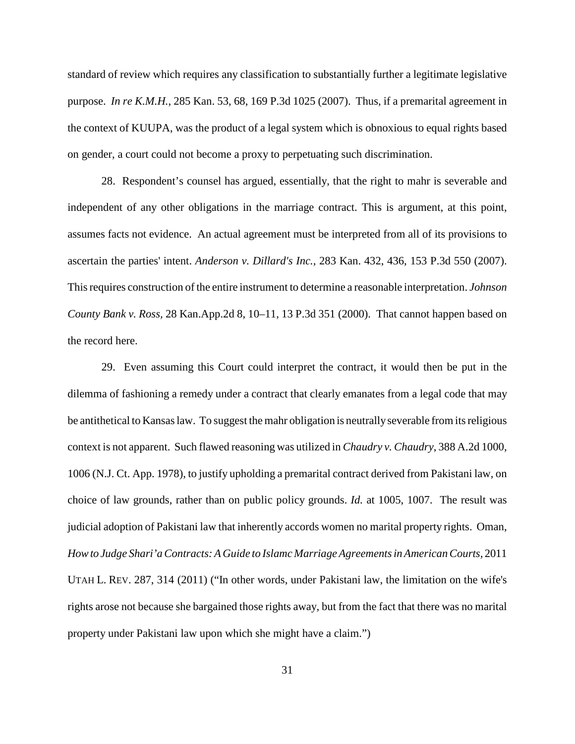standard of review which requires any classification to substantially further a legitimate legislative purpose. *In re K.M.H.*, 285 Kan. 53, 68, 169 P.3d 1025 (2007). Thus, if a premarital agreement in the context of KUUPA, was the product of a legal system which is obnoxious to equal rights based on gender, a court could not become a proxy to perpetuating such discrimination.

28. Respondent's counsel has argued, essentially, that the right to mahr is severable and independent of any other obligations in the marriage contract. This is argument, at this point, assumes facts not evidence. An actual agreement must be interpreted from all of its provisions to ascertain the parties' intent. *Anderson v. Dillard's Inc.,* 283 Kan. 432, 436, 153 P.3d 550 (2007). This requires construction of the entire instrument to determine a reasonable interpretation. *Johnson County Bank v. Ross,* 28 Kan.App.2d 8, 10–11, 13 P.3d 351 (2000). That cannot happen based on the record here.

29. Even assuming this Court could interpret the contract, it would then be put in the dilemma of fashioning a remedy under a contract that clearly emanates from a legal code that may be antithetical to Kansas law. To suggest the mahr obligation is neutrally severable from its religious context is not apparent. Such flawed reasoning was utilized in *Chaudry v. Chaudry*, 388 A.2d 1000, 1006 (N.J. Ct. App. 1978), to justify upholding a premarital contract derived from Pakistani law, on choice of law grounds, rather than on public policy grounds. *Id.* at 1005, 1007. The result was judicial adoption of Pakistani law that inherently accords women no marital property rights. Oman, *How to Judge Shari'a Contracts: A Guide to Islamc Marriage Agreements in American Courts,* 2011 UTAH L. REV. 287, 314 (2011) ("In other words, under Pakistani law, the limitation on the wife's rights arose not because she bargained those rights away, but from the fact that there was no marital property under Pakistani law upon which she might have a claim.")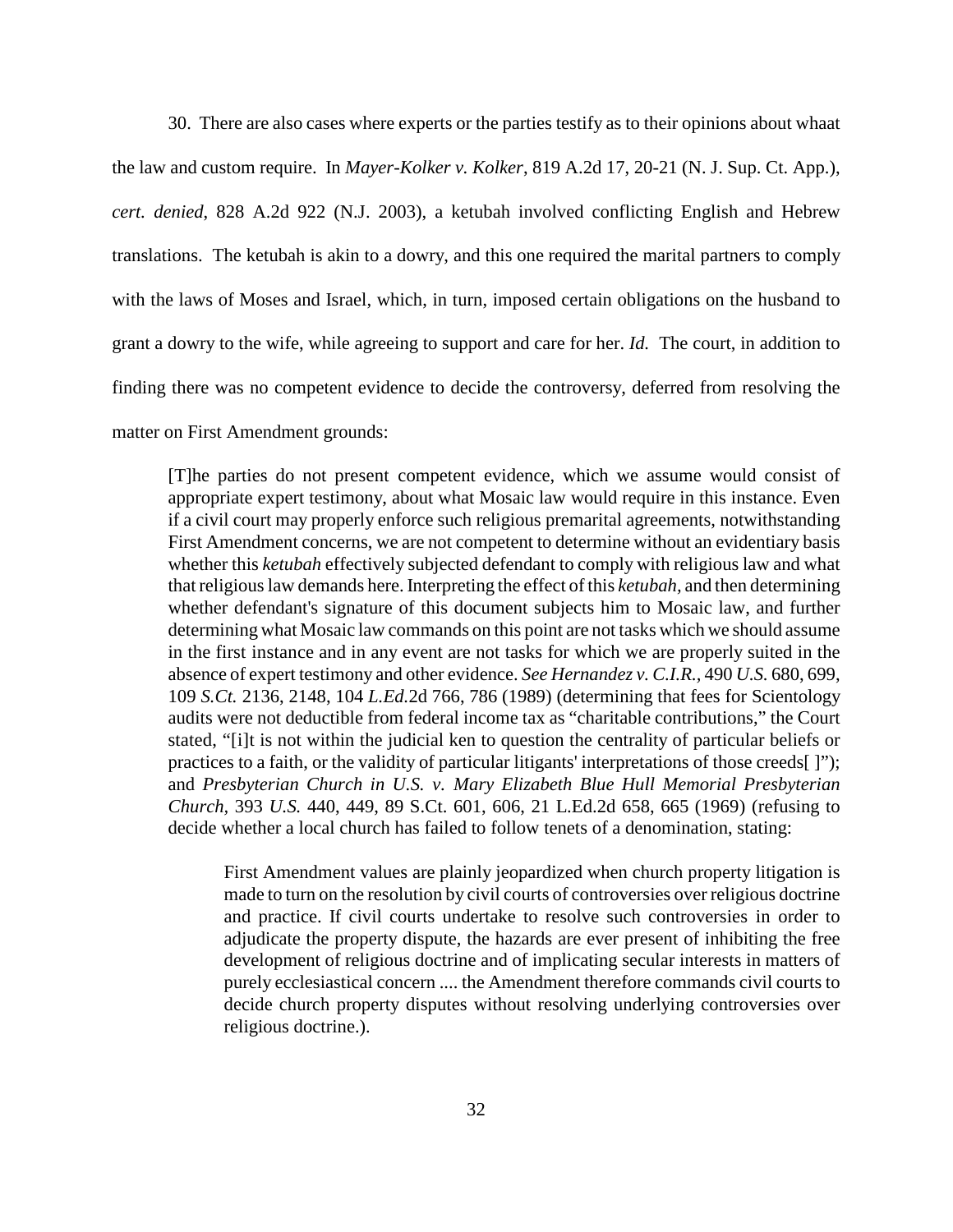30. There are also cases where experts or the parties testify as to their opinions about whaat the law and custom require. In *Mayer-Kolker v. Kolker*, 819 A.2d 17, 20-21 (N. J. Sup. Ct. App.), *cert. denied*, 828 A.2d 922 (N.J. 2003), a ketubah involved conflicting English and Hebrew translations. The ketubah is akin to a dowry, and this one required the marital partners to comply with the laws of Moses and Israel, which, in turn, imposed certain obligations on the husband to grant a dowry to the wife, while agreeing to support and care for her. *Id.* The court, in addition to finding there was no competent evidence to decide the controversy, deferred from resolving the matter on First Amendment grounds:

> [T]he parties do not present competent evidence, which we assume would consist of appropriate expert testimony, about what Mosaic law would require in this instance. Even if a civil court may properly enforce such religious premarital agreements, notwithstanding First Amendment concerns, we are not competent to determine without an evidentiary basis whether this *ketubah* effectively subjected defendant to comply with religious law and what that religious law demands here. Interpreting the effect of this *ketubah,* and then determining whether defendant's signature of this document subjects him to Mosaic law, and further determining what Mosaic law commands on this point are not tasks which we should assume in the first instance and in any event are not tasks for which we are properly suited in the absence of expert testimony and other evidence. *See Hernandez v. C.I.R.,* 490 *U.S.* 680, 699, 109 *S.Ct.* 2136, 2148, 104 *L.Ed.*2d 766, 786 (1989) (determining that fees for Scientology audits were not deductible from federal income tax as "charitable contributions," the Court stated, "[i]t is not within the judicial ken to question the centrality of particular beliefs or practices to a faith, or the validity of particular litigants' interpretations of those creeds[ ]"); and *Presbyterian Church in U.S. v. Mary Elizabeth Blue Hull Memorial Presbyterian Church*, 393 *U.S.* 440, 449, 89 S.Ct. 601, 606, 21 L.Ed.2d 658, 665 (1969) (refusing to decide whether a local church has failed to follow tenets of a denomination, stating:
>
> > First Amendment values are plainly jeopardized when church property litigation is made to turn on the resolution by civil courts of controversies over religious doctrine and practice. If civil courts undertake to resolve such controversies in order to adjudicate the property dispute, the hazards are ever present of inhibiting the free development of religious doctrine and of implicating secular interests in matters of purely ecclesiastical concern .... the Amendment therefore commands civil courts to decide church property disputes without resolving underlying controversies over religious doctrine.).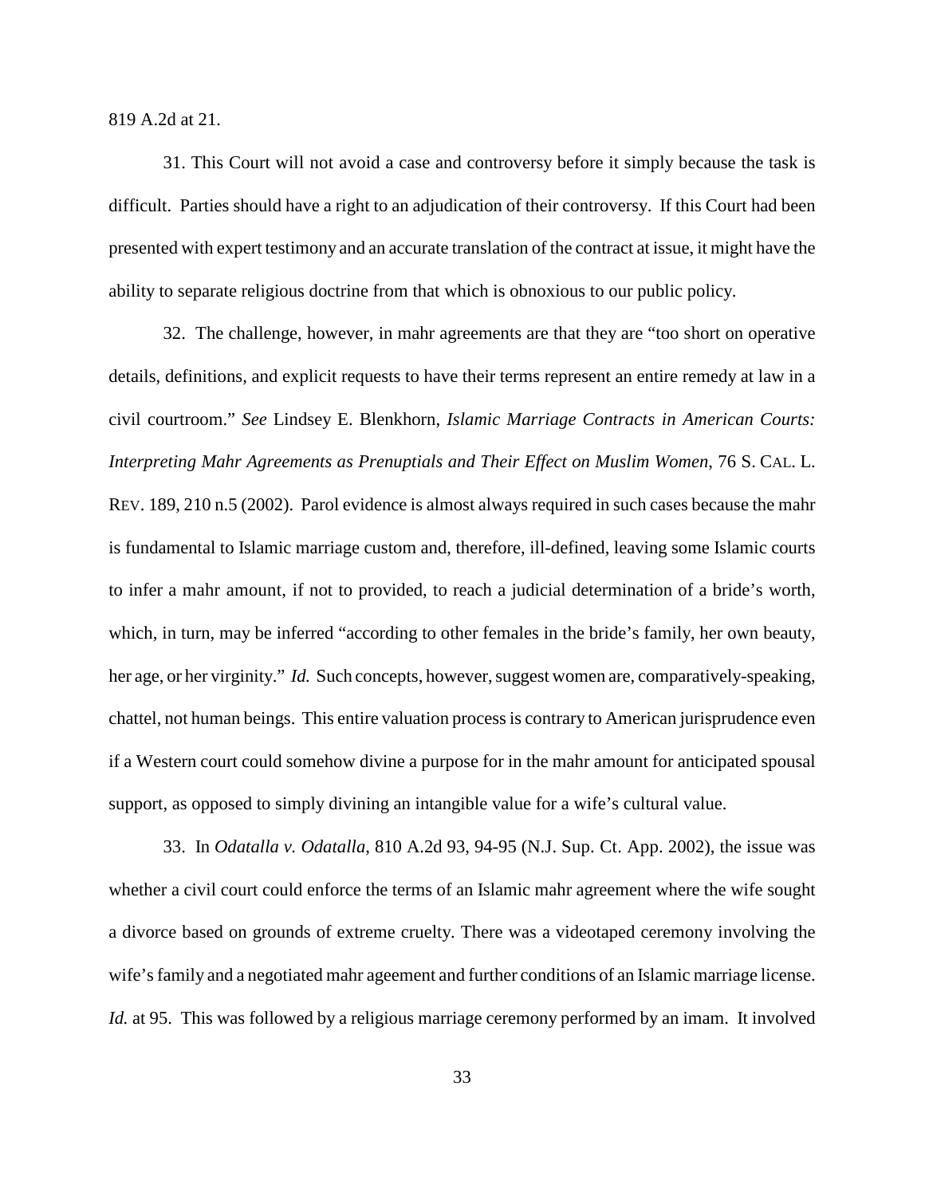819 A.2d at 21.

31. This Court will not avoid a case and controversy before it simply because the task is difficult. Parties should have a right to an adjudication of their controversy. If this Court had been presented with expert testimony and an accurate translation of the contract at issue, it might have the ability to separate religious doctrine from that which is obnoxious to our public policy.

32. The challenge, however, in mahr agreements are that they are "too short on operative details, definitions, and explicit requests to have their terms represent an entire remedy at law in a civil courtroom." *See* Lindsey E. Blenkhorn, *Islamic Marriage Contracts in American Courts: Interpreting Mahr Agreements as Prenuptials and Their Effect on Muslim Women*, 76 S. CAL. L. REV. 189, 210 n.5 (2002). Parol evidence is almost always required in such cases because the mahr is fundamental to Islamic marriage custom and, therefore, ill-defined, leaving some Islamic courts to infer a mahr amount, if not to provided, to reach a judicial determination of a bride's worth, which, in turn, may be inferred "according to other females in the bride's family, her own beauty, her age, or her virginity." *Id.* Such concepts, however, suggest women are, comparatively-speaking, chattel, not human beings. This entire valuation process is contrary to American jurisprudence even if a Western court could somehow divine a purpose for in the mahr amount for anticipated spousal support, as opposed to simply divining an intangible value for a wife's cultural value.

33. In *Odatalla v. Odatalla*, 810 A.2d 93, 94-95 (N.J. Sup. Ct. App. 2002), the issue was whether a civil court could enforce the terms of an Islamic mahr agreement where the wife sought a divorce based on grounds of extreme cruelty. There was a videotaped ceremony involving the wife's family and a negotiated mahr ageement and further conditions of an Islamic marriage license. *Id.* at 95. This was followed by a religious marriage ceremony performed by an imam. It involved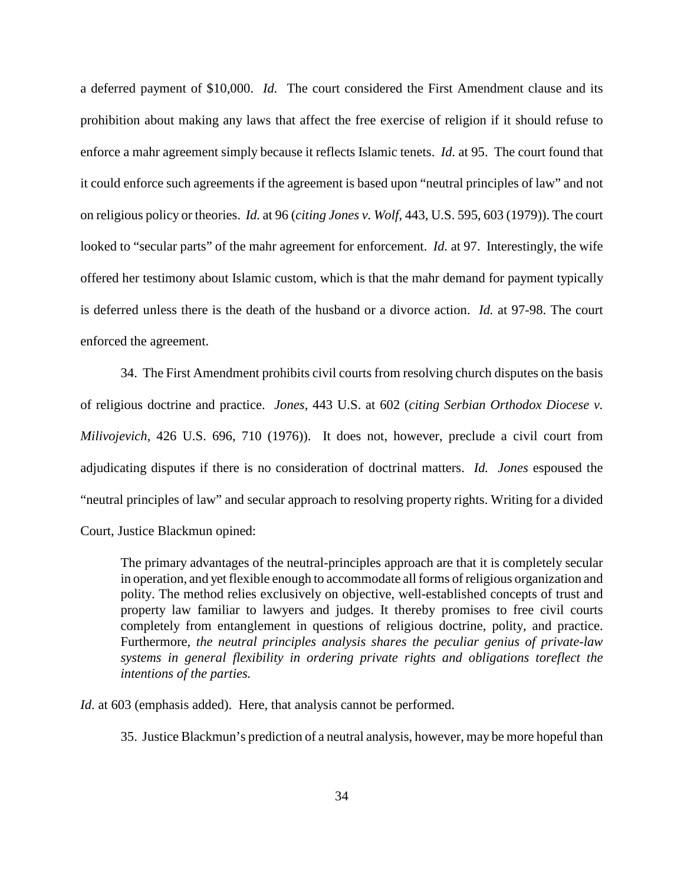a deferred payment of $10,000. *Id.* The court considered the First Amendment clause and its prohibition about making any laws that affect the free exercise of religion if it should refuse to enforce a mahr agreement simply because it reflects Islamic tenets. *Id.* at 95. The court found that it could enforce such agreements if the agreement is based upon "neutral principles of law" and not on religious policy or theories. *Id.* at 96 (*citing Jones v. Wolf*, 443, U.S. 595, 603 (1979)). The court looked to "secular parts" of the mahr agreement for enforcement. *Id.* at 97. Interestingly, the wife offered her testimony about Islamic custom, which is that the mahr demand for payment typically is deferred unless there is the death of the husband or a divorce action. *Id.* at 97-98. The court enforced the agreement.

34. The First Amendment prohibits civil courts from resolving church disputes on the basis of religious doctrine and practice. *Jones*, 443 U.S. at 602 (*citing Serbian Orthodox Diocese v. Milivojevich*, 426 U.S. 696, 710 (1976)). It does not, however, preclude a civil court from adjudicating disputes if there is no consideration of doctrinal matters. *Id. Jones* espoused the "neutral principles of law" and secular approach to resolving property rights. Writing for a divided Court, Justice Blackmun opined:

> The primary advantages of the neutral-principles approach are that it is completely secular in operation, and yet flexible enough to accommodate all forms of religious organization and polity. The method relies exclusively on objective, well-established concepts of trust and property law familiar to lawyers and judges. It thereby promises to free civil courts completely from entanglement in questions of religious doctrine, polity, and practice. Furthermore, *the neutral principles analysis shares the peculiar genius of private-law systems in general flexibility in ordering private rights and obligations toreflect the intentions of the parties.*

*Id.* at 603 (emphasis added). Here, that analysis cannot be performed.

35. Justice Blackmun's prediction of a neutral analysis, however, may be more hopeful than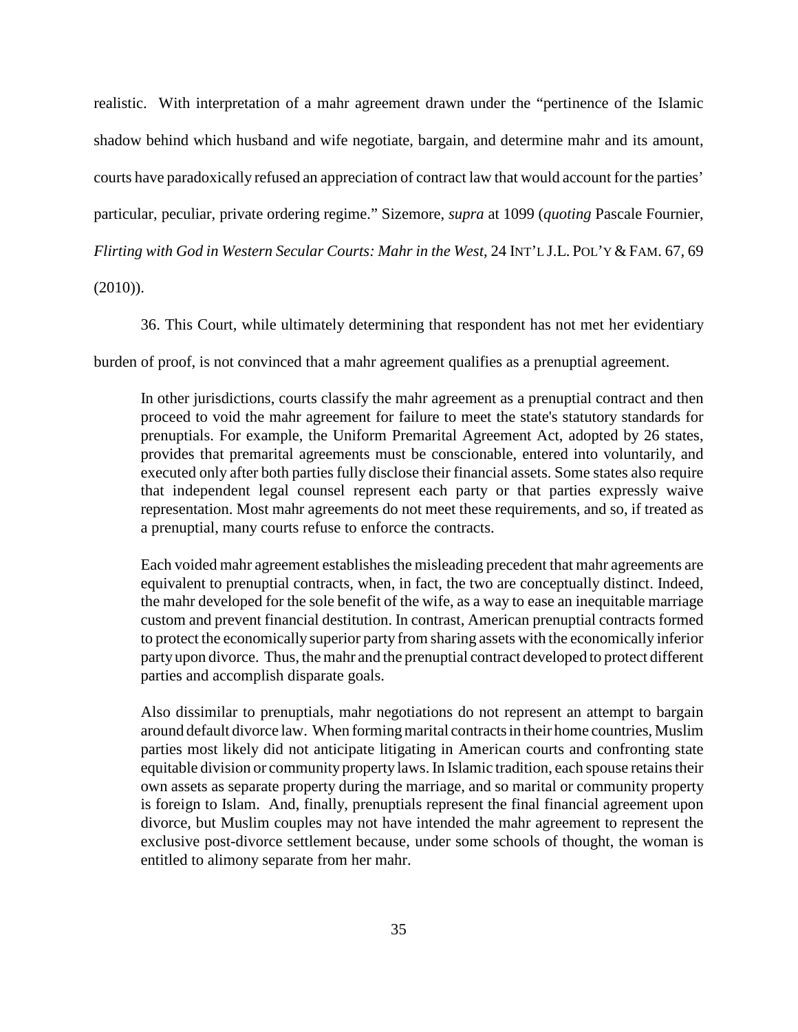realistic. With interpretation of a mahr agreement drawn under the "pertinence of the Islamic shadow behind which husband and wife negotiate, bargain, and determine mahr and its amount, courts have paradoxically refused an appreciation of contract law that would account for the parties' particular, peculiar, private ordering regime." Sizemore, *supra* at 1099 (*quoting* Pascale Fournier, *Flirting with God in Western Secular Courts: Mahr in the West*, 24 INT'L J.L. POL'Y & FAM. 67, 69 (2010)).

36. This Court, while ultimately determining that respondent has not met her evidentiary burden of proof, is not convinced that a mahr agreement qualifies as a prenuptial agreement.

> In other jurisdictions, courts classify the mahr agreement as a prenuptial contract and then proceed to void the mahr agreement for failure to meet the state's statutory standards for prenuptials. For example, the Uniform Premarital Agreement Act, adopted by 26 states, provides that premarital agreements must be conscionable, entered into voluntarily, and executed only after both parties fully disclose their financial assets. Some states also require that independent legal counsel represent each party or that parties expressly waive representation. Most mahr agreements do not meet these requirements, and so, if treated as a prenuptial, many courts refuse to enforce the contracts.
>
> Each voided mahr agreement establishes the misleading precedent that mahr agreements are equivalent to prenuptial contracts, when, in fact, the two are conceptually distinct. Indeed, the mahr developed for the sole benefit of the wife, as a way to ease an inequitable marriage custom and prevent financial destitution. In contrast, American prenuptial contracts formed to protect the economically superior party from sharing assets with the economically inferior party upon divorce. Thus, the mahr and the prenuptial contract developed to protect different parties and accomplish disparate goals.
>
> Also dissimilar to prenuptials, mahr negotiations do not represent an attempt to bargain around default divorce law. When forming marital contracts in their home countries, Muslim parties most likely did not anticipate litigating in American courts and confronting state equitable division or community property laws. In Islamic tradition, each spouse retains their own assets as separate property during the marriage, and so marital or community property is foreign to Islam. And, finally, prenuptials represent the final financial agreement upon divorce, but Muslim couples may not have intended the mahr agreement to represent the exclusive post-divorce settlement because, under some schools of thought, the woman is entitled to alimony separate from her mahr.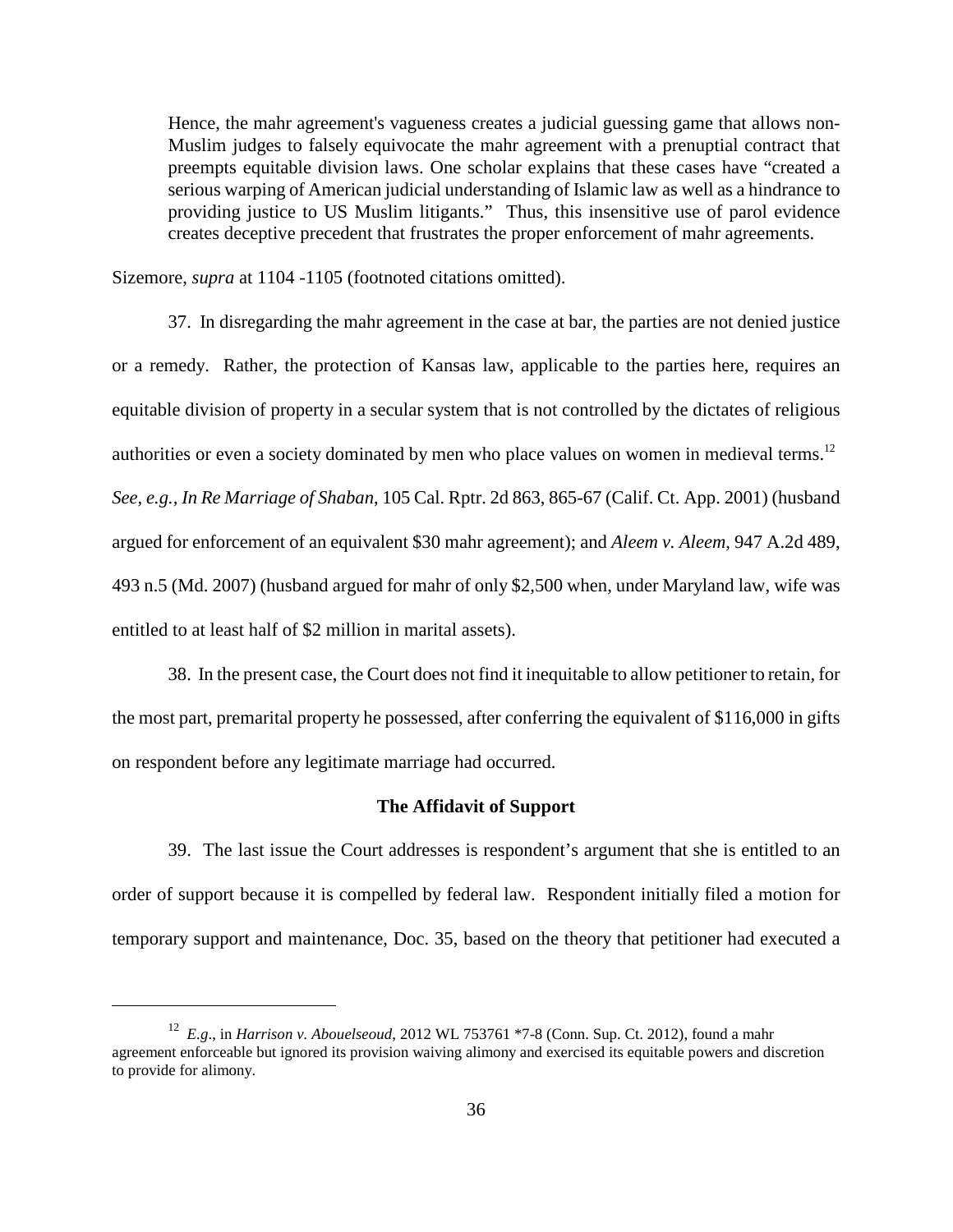> Hence, the mahr agreement's vagueness creates a judicial guessing game that allows non-Muslim judges to falsely equivocate the mahr agreement with a prenuptial contract that preempts equitable division laws. One scholar explains that these cases have "created a serious warping of American judicial understanding of Islamic law as well as a hindrance to providing justice to US Muslim litigants." Thus, this insensitive use of parol evidence creates deceptive precedent that frustrates the proper enforcement of mahr agreements.

Sizemore, *supra* at 1104 -1105 (footnoted citations omitted).

37. In disregarding the mahr agreement in the case at bar, the parties are not denied justice or a remedy. Rather, the protection of Kansas law, applicable to the parties here, requires an equitable division of property in a secular system that is not controlled by the dictates of religious authorities or even a society dominated by men who place values on women in medieval terms.[12] *See, e.g., In Re Marriage of Shaban*, 105 Cal. Rptr. 2d 863, 865-67 (Calif. Ct. App. 2001) (husband argued for enforcement of an equivalent $30 mahr agreement); and *Aleem v. Aleem*, 947 A.2d 489, 493 n.5 (Md. 2007) (husband argued for mahr of only $2,500 when, under Maryland law, wife was entitled to at least half of $2 million in marital assets).

38. In the present case, the Court does not find it inequitable to allow petitioner to retain, for the most part, premarital property he possessed, after conferring the equivalent of $116,000 in gifts on respondent before any legitimate marriage had occurred.

**The Affidavit of Support**

39. The last issue the Court addresses is respondent's argument that she is entitled to an order of support because it is compelled by federal law. Respondent initially filed a motion for temporary support and maintenance, Doc. 35, based on the theory that petitioner had executed a

---

[12] *E.g*., in *Harrison v. Abouelseoud*, 2012 WL 753761 *7-8 (Conn. Sup. Ct. 2012), found a mahr agreement enforceable but ignored its provision waiving alimony and exercised its equitable powers and discretion to provide for alimony.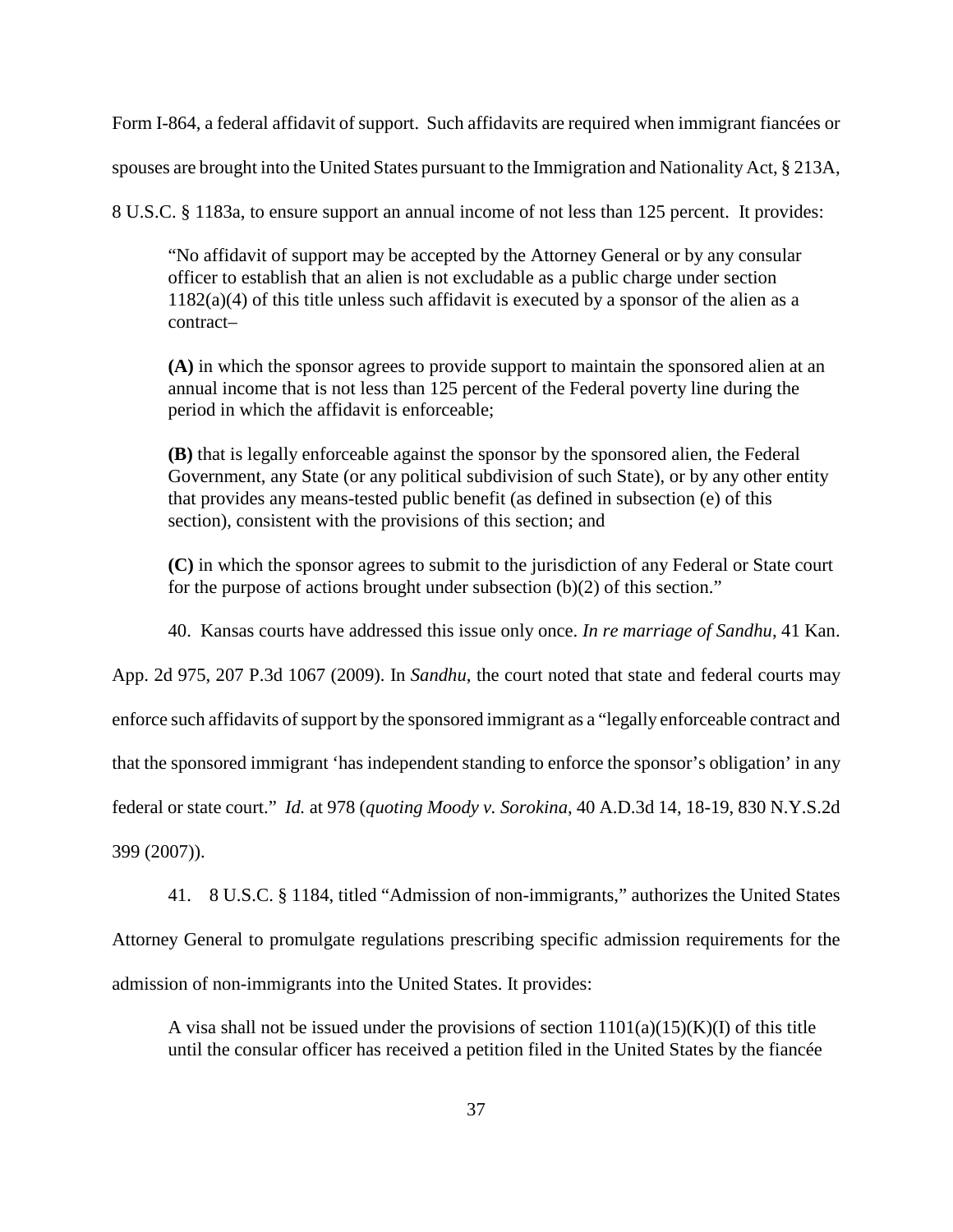Form I-864, a federal affidavit of support. Such affidavits are required when immigrant fiancées or spouses are brought into the United States pursuant to the Immigration and Nationality Act, § 213A, 8 U.S.C. § 1183a, to ensure support an annual income of not less than 125 percent. It provides:

> "No affidavit of support may be accepted by the Attorney General or by any consular officer to establish that an alien is not excludable as a public charge under section 1182(a)(4) of this title unless such affidavit is executed by a sponsor of the alien as a contract–
>
> **(A)** in which the sponsor agrees to provide support to maintain the sponsored alien at an annual income that is not less than 125 percent of the Federal poverty line during the period in which the affidavit is enforceable;
>
> **(B)** that is legally enforceable against the sponsor by the sponsored alien, the Federal Government, any State (or any political subdivision of such State), or by any other entity that provides any means-tested public benefit (as defined in subsection (e) of this section), consistent with the provisions of this section; and
>
> **(C)** in which the sponsor agrees to submit to the jurisdiction of any Federal or State court for the purpose of actions brought under subsection (b)(2) of this section."

40. Kansas courts have addressed this issue only once. *In re marriage of Sandhu*, 41 Kan. App. 2d 975, 207 P.3d 1067 (2009). In *Sandhu*, the court noted that state and federal courts may enforce such affidavits of support by the sponsored immigrant as a "legally enforceable contract and that the sponsored immigrant 'has independent standing to enforce the sponsor's obligation' in any federal or state court." *Id.* at 978 (*quoting Moody v. Sorokina*, 40 A.D.3d 14, 18-19, 830 N.Y.S.2d 399 (2007)).

41. 8 U.S.C. § 1184, titled "Admission of non-immigrants," authorizes the United States Attorney General to promulgate regulations prescribing specific admission requirements for the admission of non-immigrants into the United States. It provides:

> A visa shall not be issued under the provisions of section 1101(a)(15)(K)(I) of this title until the consular officer has received a petition filed in the United States by the fiancée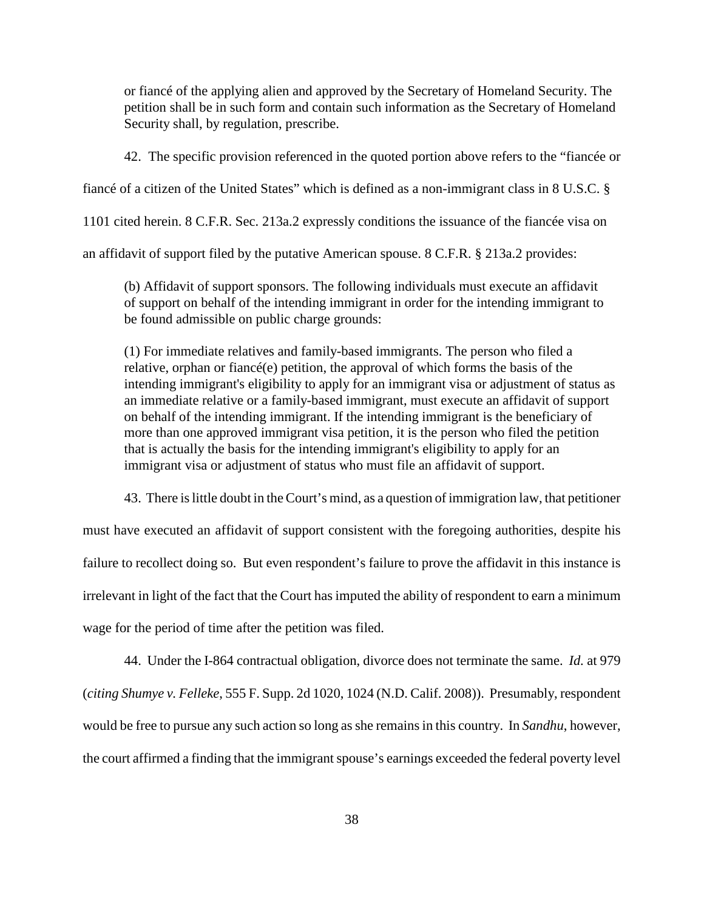> or fiancé of the applying alien and approved by the Secretary of Homeland Security. The petition shall be in such form and contain such information as the Secretary of Homeland Security shall, by regulation, prescribe.

42. The specific provision referenced in the quoted portion above refers to the "fiancée or fiancé of a citizen of the United States" which is defined as a non-immigrant class in 8 U.S.C. § 1101 cited herein. 8 C.F.R. Sec. 213a.2 expressly conditions the issuance of the fiancée visa on an affidavit of support filed by the putative American spouse. 8 C.F.R. § 213a.2 provides:

> (b) Affidavit of support sponsors. The following individuals must execute an affidavit of support on behalf of the intending immigrant in order for the intending immigrant to be found admissible on public charge grounds:
>
> (1) For immediate relatives and family-based immigrants. The person who filed a relative, orphan or fiancé(e) petition, the approval of which forms the basis of the intending immigrant's eligibility to apply for an immigrant visa or adjustment of status as an immediate relative or a family-based immigrant, must execute an affidavit of support on behalf of the intending immigrant. If the intending immigrant is the beneficiary of more than one approved immigrant visa petition, it is the person who filed the petition that is actually the basis for the intending immigrant's eligibility to apply for an immigrant visa or adjustment of status who must file an affidavit of support.

43. There is little doubt in the Court's mind, as a question of immigration law, that petitioner must have executed an affidavit of support consistent with the foregoing authorities, despite his failure to recollect doing so. But even respondent's failure to prove the affidavit in this instance is irrelevant in light of the fact that the Court has imputed the ability of respondent to earn a minimum wage for the period of time after the petition was filed.

44. Under the I-864 contractual obligation, divorce does not terminate the same. *Id.* at 979 (*citing Shumye v. Felleke*, 555 F. Supp. 2d 1020, 1024 (N.D. Calif. 2008)). Presumably, respondent would be free to pursue any such action so long as she remains in this country. In *Sandhu*, however, the court affirmed a finding that the immigrant spouse's earnings exceeded the federal poverty level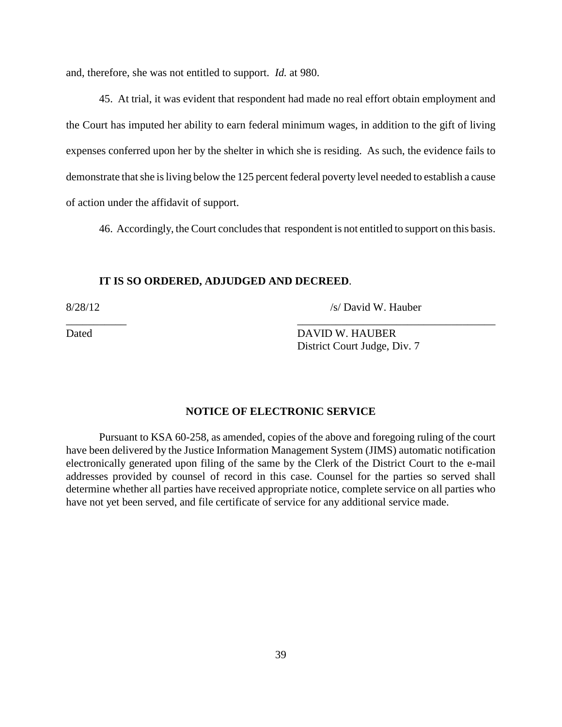and, therefore, she was not entitled to support. *Id.* at 980.

45. At trial, it was evident that respondent had made no real effort obtain employment and the Court has imputed her ability to earn federal minimum wages, in addition to the gift of living expenses conferred upon her by the shelter in which she is residing. As such, the evidence fails to demonstrate that she is living below the 125 percent federal poverty level needed to establish a cause of action under the affidavit of support.

46. Accordingly, the Court concludes that respondent is not entitled to support on this basis.

**IT IS SO ORDERED, ADJUDGED AND DECREED**.

8/28/12 /s/ David W. Hauber

Dated DAVID W. HAUBER
District Court Judge, Div. 7

**NOTICE OF ELECTRONIC SERVICE**

Pursuant to KSA 60-258, as amended, copies of the above and foregoing ruling of the court have been delivered by the Justice Information Management System (JIMS) automatic notification electronically generated upon filing of the same by the Clerk of the District Court to the e-mail addresses provided by counsel of record in this case. Counsel for the parties so served shall determine whether all parties have received appropriate notice, complete service on all parties who have not yet been served, and file certificate of service for any additional service made.